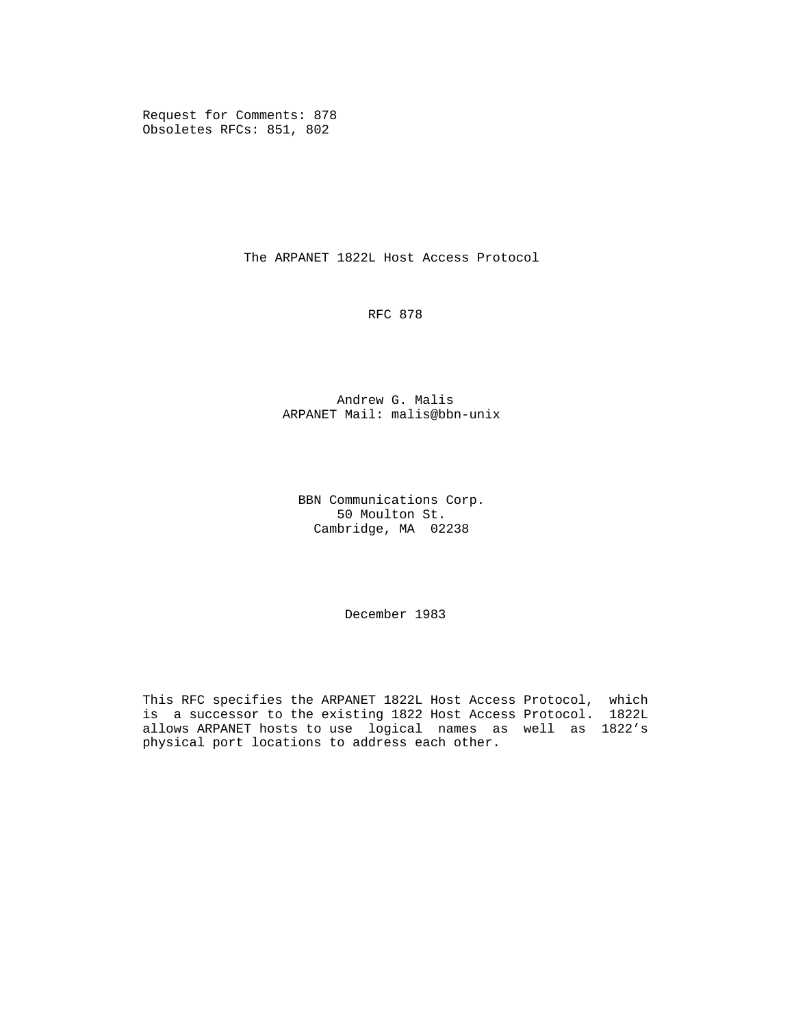Request for Comments: 878
Obsoletes RFCs: 851, 802

# The ARPANET 1822L Host Access Protocol

RFC 878

Andrew G. Malis
ARPANET Mail: malis@bbn-unix

BBN Communications Corp.
50 Moulton St.
Cambridge, MA 02238

December 1983

This RFC specifies the ARPANET 1822L Host Access Protocol, which is a successor to the existing 1822 Host Access Protocol. 1822L allows ARPANET hosts to use logical names as well as 1822's physical port locations to address each other.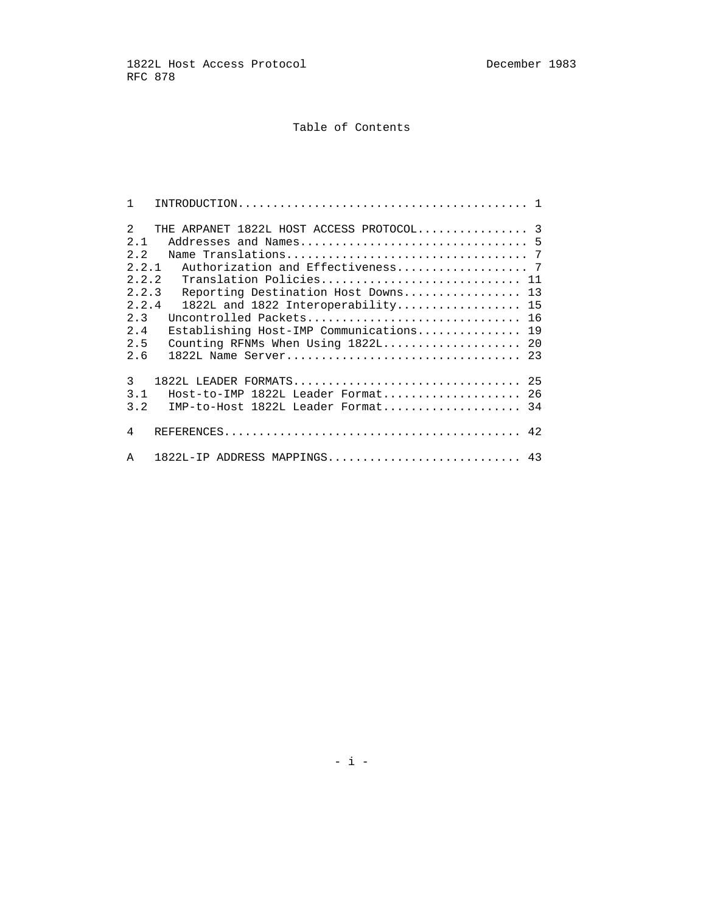# Table of Contents

```
1   INTRODUCTION.......................................... 1

2   THE ARPANET 1822L HOST ACCESS PROTOCOL................ 3
2.1   Addresses and Names................................. 5
2.2   Name Translations................................... 7
2.2.1   Authorization and Effectiveness................... 7
2.2.2   Translation Policies............................. 11
2.2.3   Reporting Destination Host Downs................. 13
2.2.4   1822L and 1822 Interoperability.................. 15
2.3   Uncontrolled Packets............................... 16
2.4   Establishing Host-IMP Communications............... 19
2.5   Counting RFNMs When Using 1822L.................... 20
2.6   1822L Name Server.................................. 23

3   1822L LEADER FORMATS................................. 25
3.1   Host-to-IMP 1822L Leader Format.................... 26
3.2   IMP-to-Host 1822L Leader Format.................... 34

4   REFERENCES........................................... 42

A   1822L-IP ADDRESS MAPPINGS............................ 43
```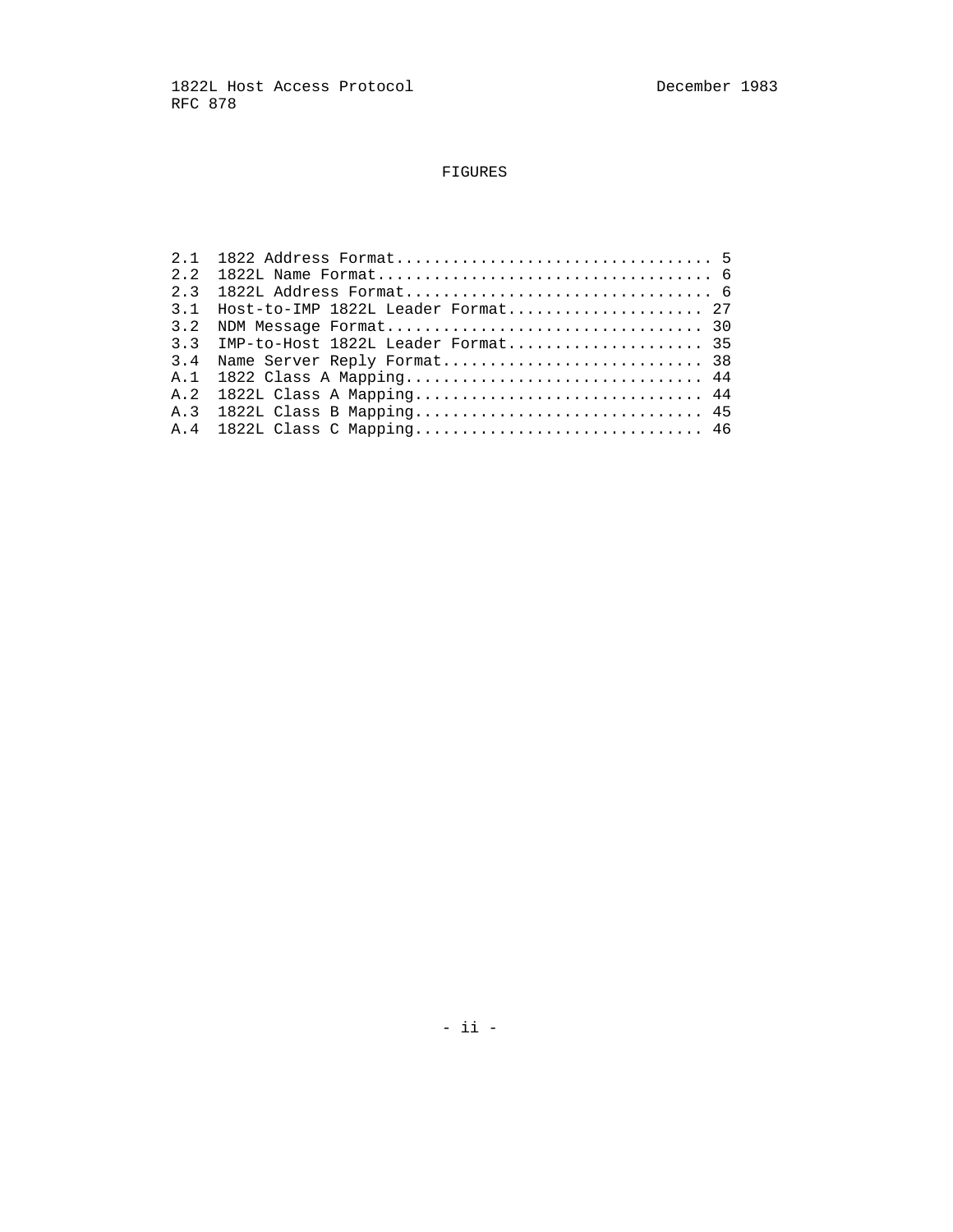# FIGURES

```
2.1  1822 Address Format.................................. 5
2.2  1822L Name Format.................................... 6
2.3  1822L Address Format................................. 6
3.1  Host-to-IMP 1822L Leader Format..................... 27
3.2  NDM Message Format.................................. 30
3.3  IMP-to-Host 1822L Leader Format..................... 35
3.4  Name Server Reply Format............................ 38
A.1  1822 Class A Mapping................................ 44
A.2  1822L Class A Mapping............................... 44
A.3  1822L Class B Mapping............................... 45
A.4  1822L Class C Mapping............................... 46
```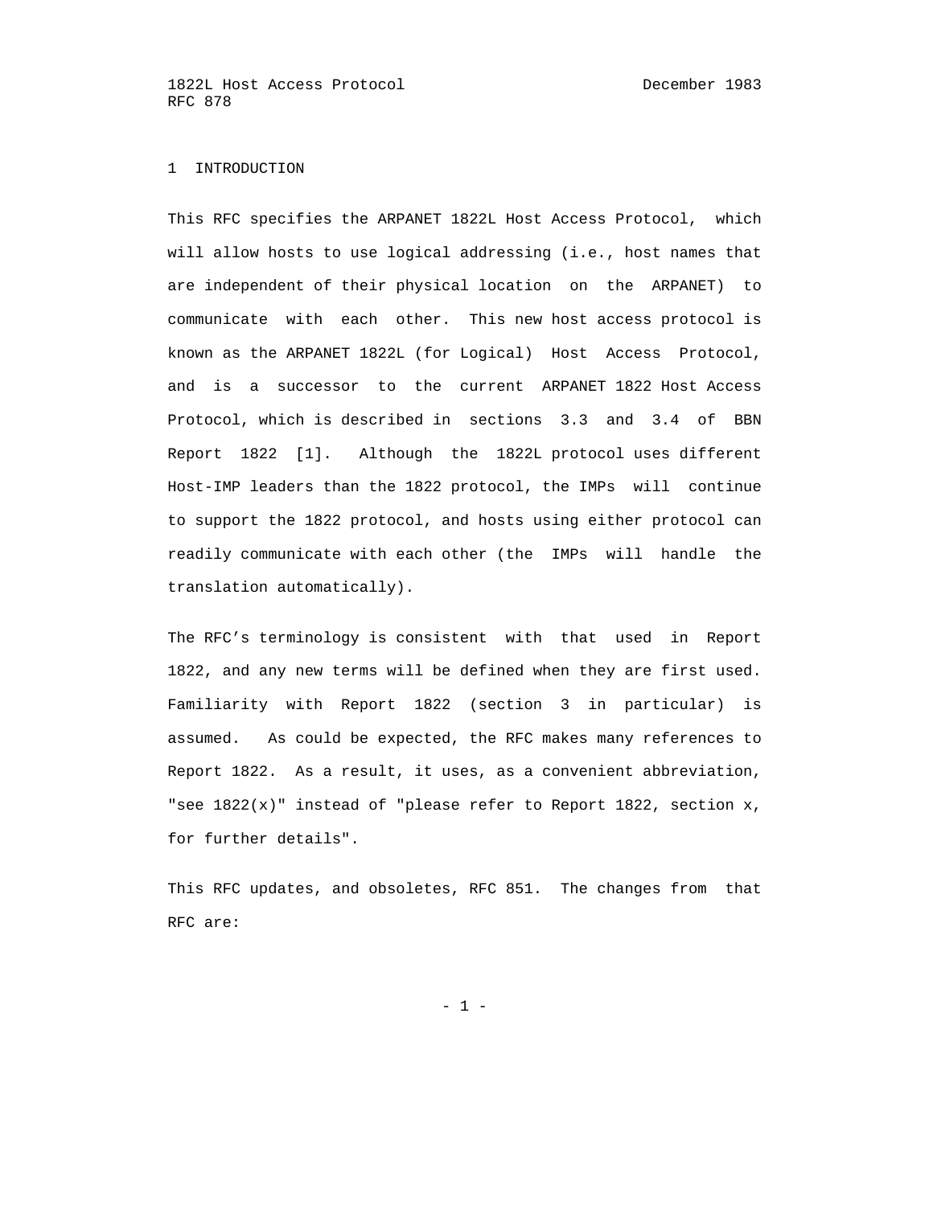# 1 INTRODUCTION

This RFC specifies the ARPANET 1822L Host Access Protocol, which will allow hosts to use logical addressing (i.e., host names that are independent of their physical location on the ARPANET) to communicate with each other. This new host access protocol is known as the ARPANET 1822L (for Logical) Host Access Protocol, and is a successor to the current ARPANET 1822 Host Access Protocol, which is described in sections 3.3 and 3.4 of BBN Report 1822 [1]. Although the 1822L protocol uses different Host-IMP leaders than the 1822 protocol, the IMPs will continue to support the 1822 protocol, and hosts using either protocol can readily communicate with each other (the IMPs will handle the translation automatically).

The RFC's terminology is consistent with that used in Report 1822, and any new terms will be defined when they are first used. Familiarity with Report 1822 (section 3 in particular) is assumed. As could be expected, the RFC makes many references to Report 1822. As a result, it uses, as a convenient abbreviation, "see 1822(x)" instead of "please refer to Report 1822, section x, for further details".

This RFC updates, and obsoletes, RFC 851. The changes from that RFC are: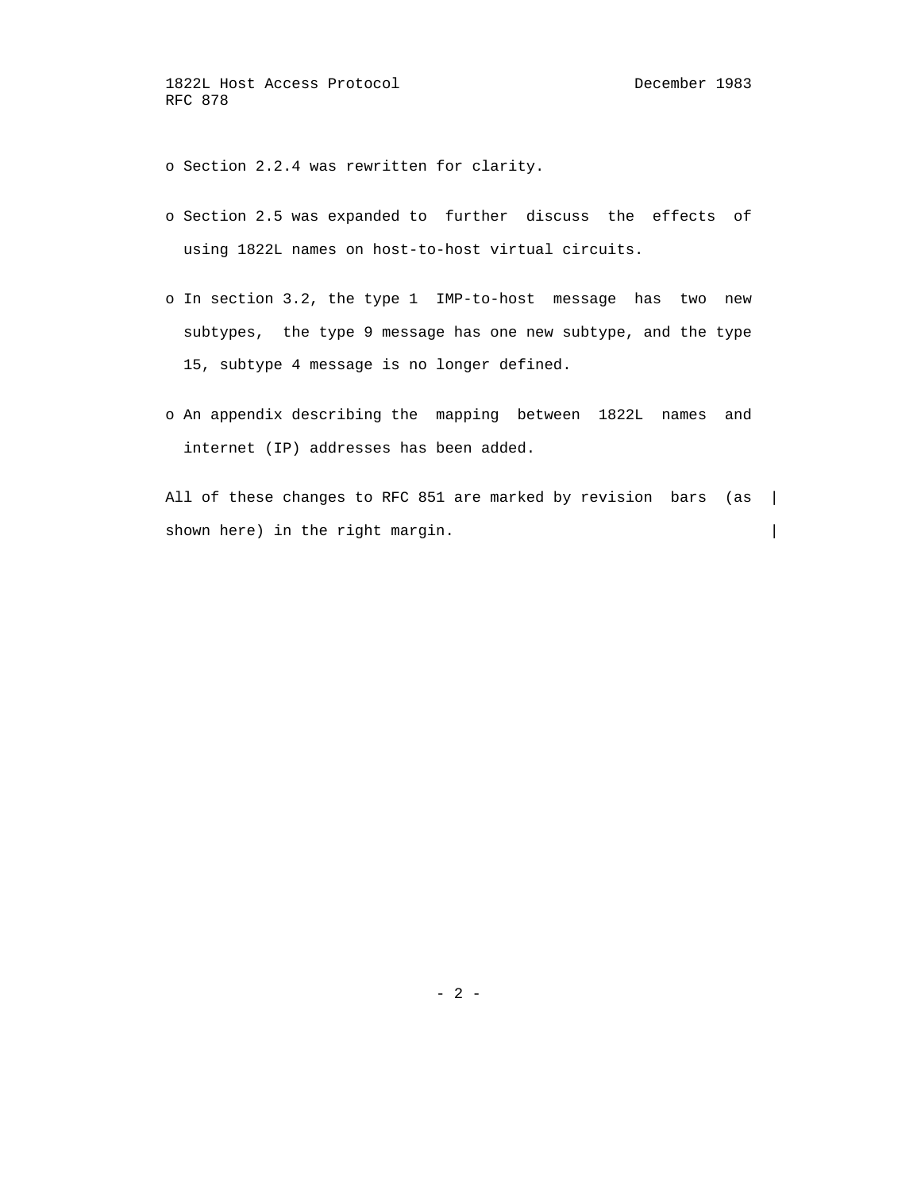- Section 2.2.4 was rewritten for clarity.

- Section 2.5 was expanded to further discuss the effects of using 1822L names on host-to-host virtual circuits.

- In section 3.2, the type 1 IMP-to-host message has two new subtypes, the type 9 message has one new subtype, and the type 15, subtype 4 message is no longer defined.

- An appendix describing the mapping between 1822L names and internet (IP) addresses has been added.

All of these changes to RFC 851 are marked by revision bars (as |
shown here) in the right margin. |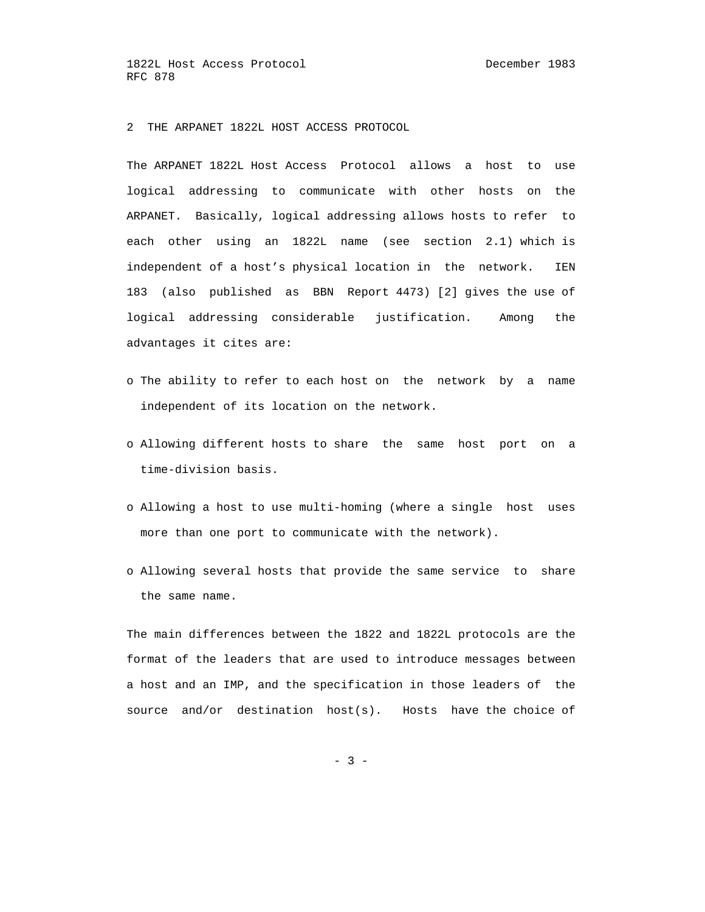## 2 THE ARPANET 1822L HOST ACCESS PROTOCOL

The ARPANET 1822L Host Access Protocol allows a host to use logical addressing to communicate with other hosts on the ARPANET. Basically, logical addressing allows hosts to refer to each other using an 1822L name (see section 2.1) which is independent of a host's physical location in the network. IEN 183 (also published as BBN Report 4473) [2] gives the use of logical addressing considerable justification. Among the advantages it cites are:

- o The ability to refer to each host on the network by a name independent of its location on the network.
- o Allowing different hosts to share the same host port on a time-division basis.
- o Allowing a host to use multi-homing (where a single host uses more than one port to communicate with the network).
- o Allowing several hosts that provide the same service to share the same name.

The main differences between the 1822 and 1822L protocols are the format of the leaders that are used to introduce messages between a host and an IMP, and the specification in those leaders of the source and/or destination host(s). Hosts have the choice of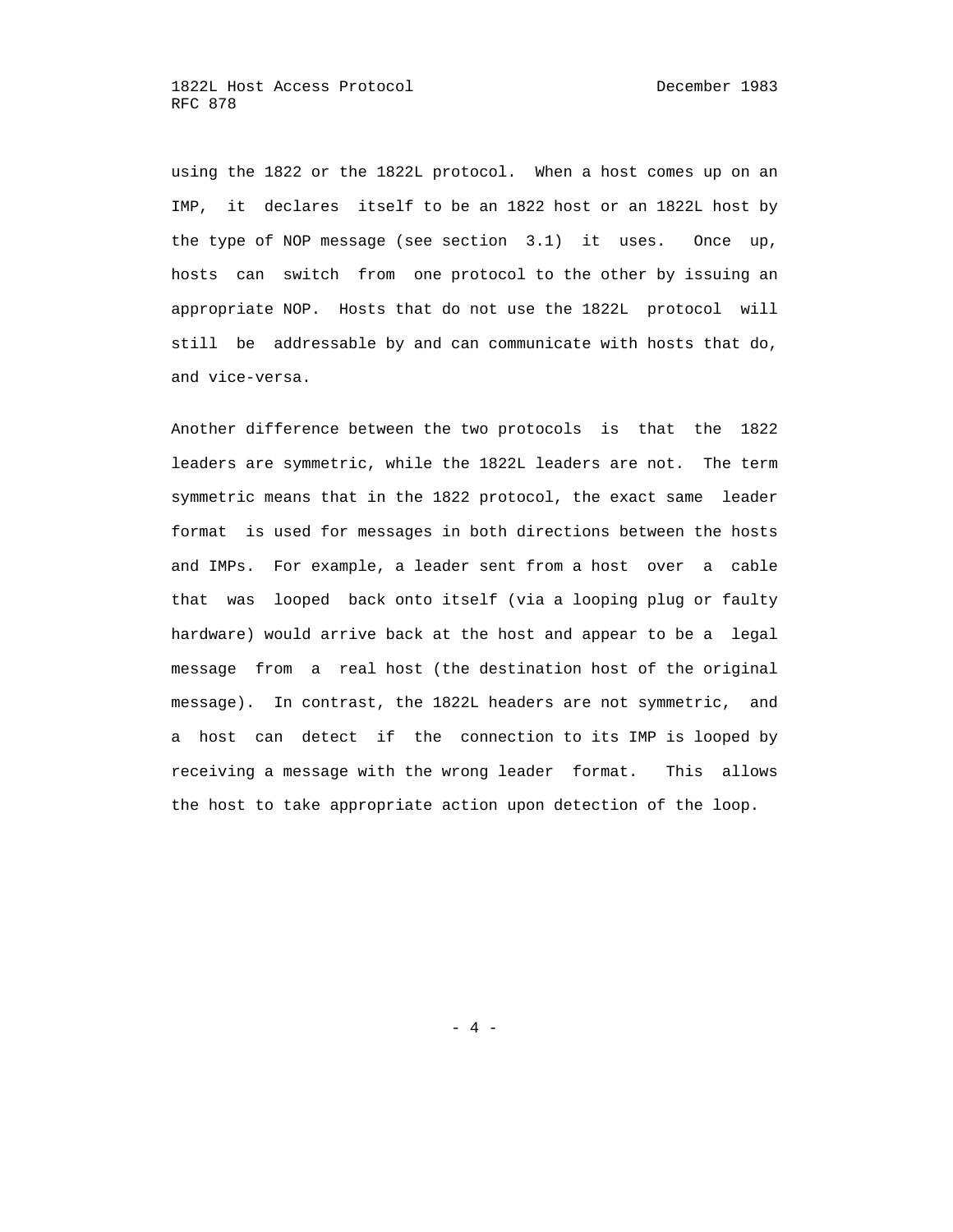using the 1822 or the 1822L protocol. When a host comes up on an IMP, it declares itself to be an 1822 host or an 1822L host by the type of NOP message (see section 3.1) it uses. Once up, hosts can switch from one protocol to the other by issuing an appropriate NOP. Hosts that do not use the 1822L protocol will still be addressable by and can communicate with hosts that do, and vice-versa.

Another difference between the two protocols is that the 1822 leaders are symmetric, while the 1822L leaders are not. The term symmetric means that in the 1822 protocol, the exact same leader format is used for messages in both directions between the hosts and IMPs. For example, a leader sent from a host over a cable that was looped back onto itself (via a looping plug or faulty hardware) would arrive back at the host and appear to be a legal message from a real host (the destination host of the original message). In contrast, the 1822L headers are not symmetric, and a host can detect if the connection to its IMP is looped by receiving a message with the wrong leader format. This allows the host to take appropriate action upon detection of the loop.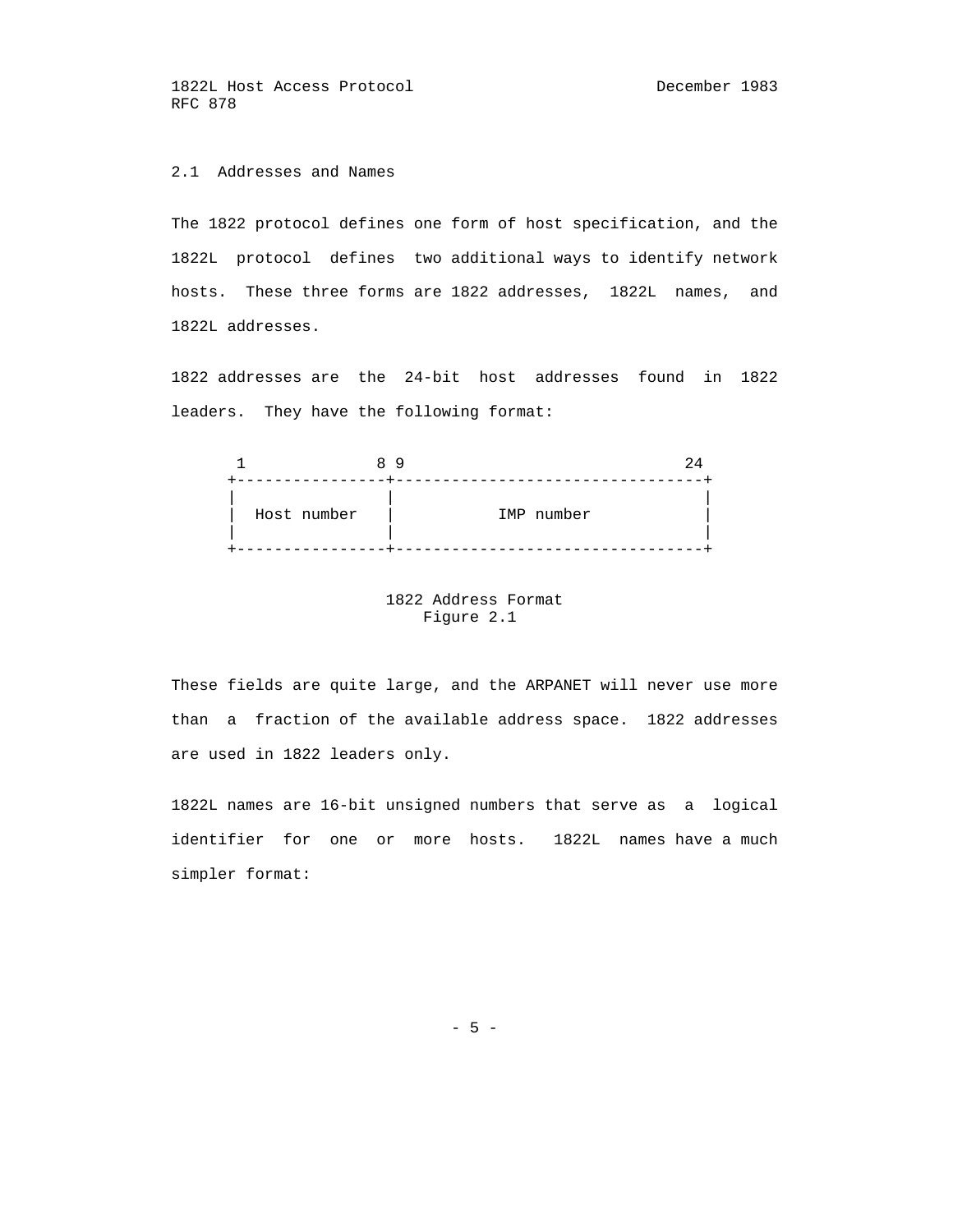## 2.1 Addresses and Names

The 1822 protocol defines one form of host specification, and the 1822L protocol defines two additional ways to identify network hosts. These three forms are 1822 addresses, 1822L names, and 1822L addresses.

1822 addresses are the 24-bit host addresses found in 1822 leaders. They have the following format:

```
 1             8 9                              24
+----------------+---------------------------------+
|                |                                 |
|  Host number   |           IMP number            |
|                |                                 |
+----------------+---------------------------------+
```

1822 Address Format
Figure 2.1

These fields are quite large, and the ARPANET will never use more than a fraction of the available address space. 1822 addresses are used in 1822 leaders only.

1822L names are 16-bit unsigned numbers that serve as a logical identifier for one or more hosts. 1822L names have a much simpler format: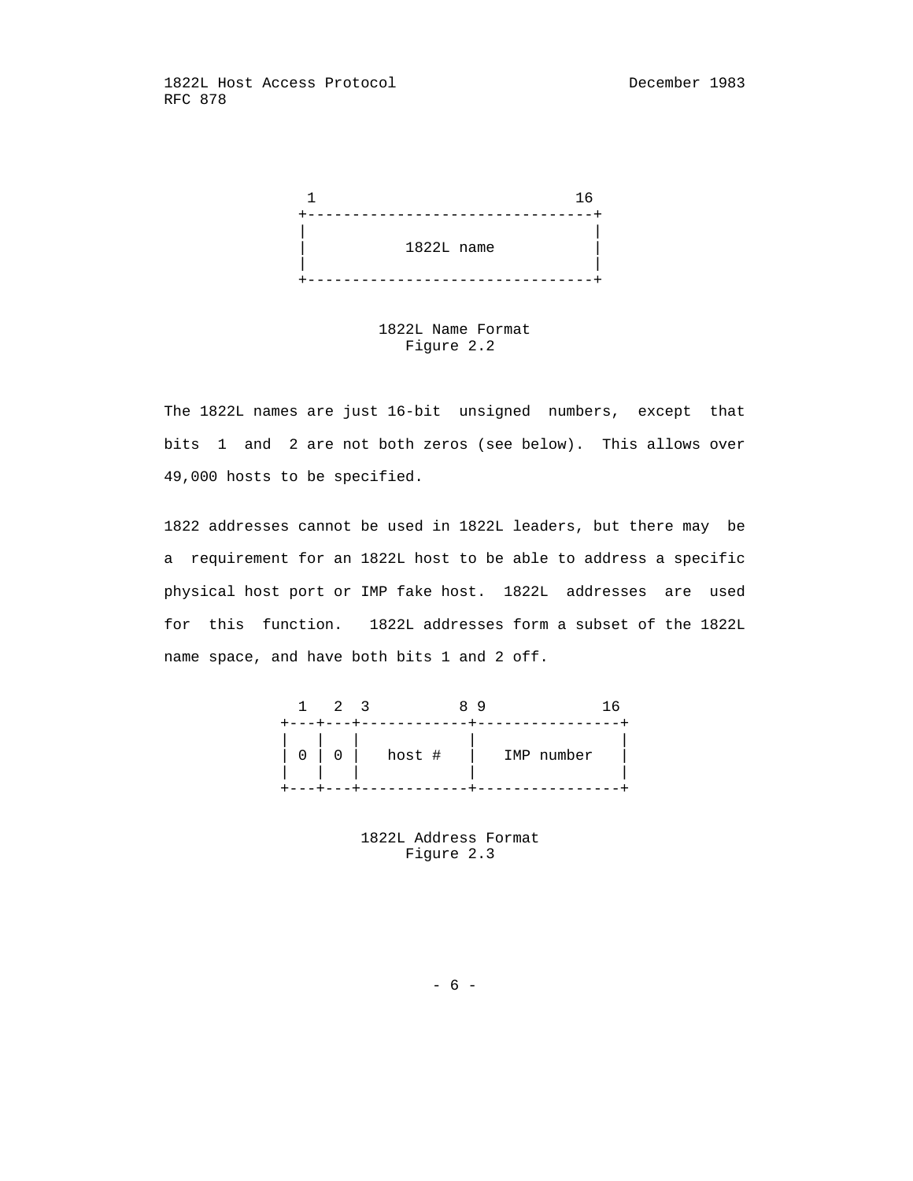```
 1                          16
+--------------------------------+
|                                |
|           1822L name           |
|                                |
+--------------------------------+
```

1822L Name Format
Figure 2.2

The 1822L names are just 16-bit unsigned numbers, except that bits 1 and 2 are not both zeros (see below). This allows over 49,000 hosts to be specified.

1822 addresses cannot be used in 1822L leaders, but there may be a requirement for an 1822L host to be able to address a specific physical host port or IMP fake host. 1822L addresses are used for this function. 1822L addresses form a subset of the 1822L name space, and have both bits 1 and 2 off.

```
  1   2  3          8 9            16
+---+---+------------+----------------+
|   |   |            |                |
| 0 | 0 |   host #   |   IMP number   |
|   |   |            |                |
+---+---+------------+----------------+
```

1822L Address Format
Figure 2.3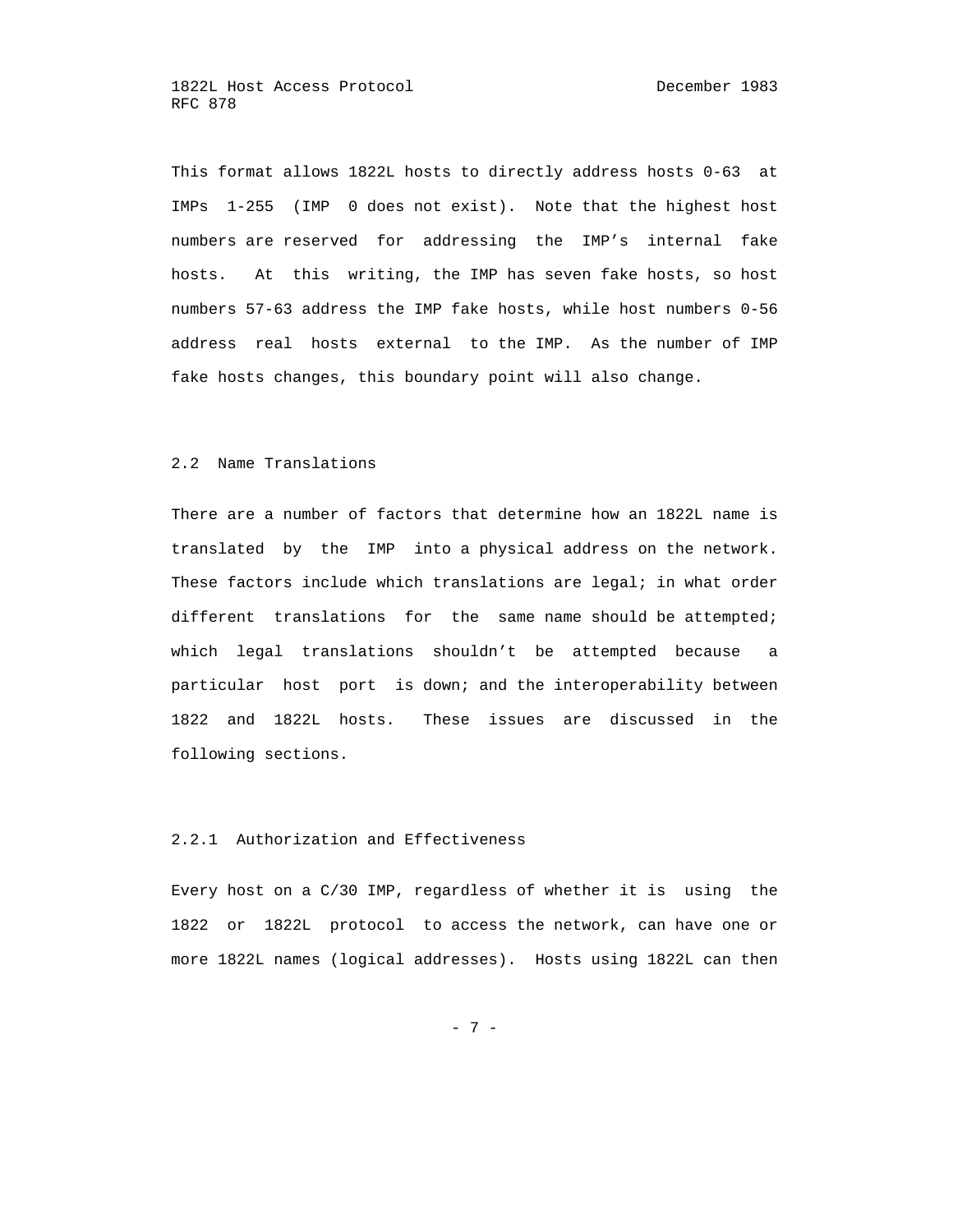This format allows 1822L hosts to directly address hosts 0-63 at IMPs 1-255 (IMP 0 does not exist). Note that the highest host numbers are reserved for addressing the IMP's internal fake hosts. At this writing, the IMP has seven fake hosts, so host numbers 57-63 address the IMP fake hosts, while host numbers 0-56 address real hosts external to the IMP. As the number of IMP fake hosts changes, this boundary point will also change.

## 2.2 Name Translations

There are a number of factors that determine how an 1822L name is translated by the IMP into a physical address on the network. These factors include which translations are legal; in what order different translations for the same name should be attempted; which legal translations shouldn't be attempted because a particular host port is down; and the interoperability between 1822 and 1822L hosts. These issues are discussed in the following sections.

### 2.2.1 Authorization and Effectiveness

Every host on a C/30 IMP, regardless of whether it is using the 1822 or 1822L protocol to access the network, can have one or more 1822L names (logical addresses). Hosts using 1822L can then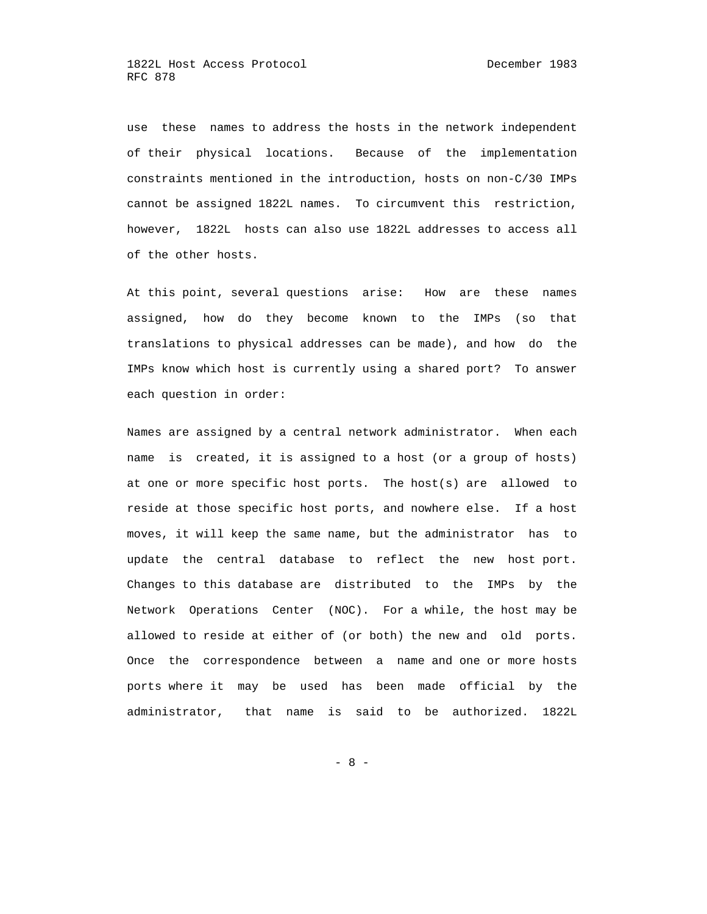use these names to address the hosts in the network independent of their physical locations. Because of the implementation constraints mentioned in the introduction, hosts on non-C/30 IMPs cannot be assigned 1822L names. To circumvent this restriction, however, 1822L hosts can also use 1822L addresses to access all of the other hosts.

At this point, several questions arise: How are these names assigned, how do they become known to the IMPs (so that translations to physical addresses can be made), and how do the IMPs know which host is currently using a shared port? To answer each question in order:

Names are assigned by a central network administrator. When each name is created, it is assigned to a host (or a group of hosts) at one or more specific host ports. The host(s) are allowed to reside at those specific host ports, and nowhere else. If a host moves, it will keep the same name, but the administrator has to update the central database to reflect the new host port. Changes to this database are distributed to the IMPs by the Network Operations Center (NOC). For a while, the host may be allowed to reside at either of (or both) the new and old ports. Once the correspondence between a name and one or more hosts ports where it may be used has been made official by the administrator, that name is said to be authorized. 1822L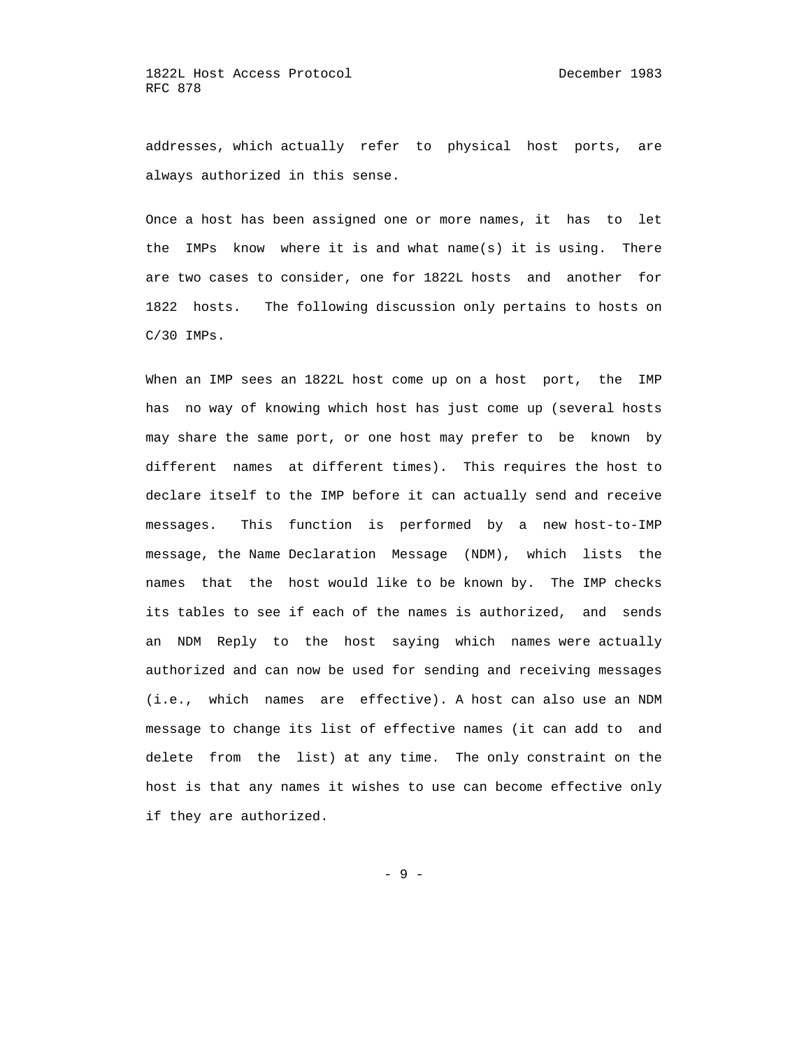addresses, which actually refer to physical host ports, are always authorized in this sense.

Once a host has been assigned one or more names, it has to let the IMPs know where it is and what name(s) it is using. There are two cases to consider, one for 1822L hosts and another for 1822 hosts. The following discussion only pertains to hosts on C/30 IMPs.

When an IMP sees an 1822L host come up on a host port, the IMP has no way of knowing which host has just come up (several hosts may share the same port, or one host may prefer to be known by different names at different times). This requires the host to declare itself to the IMP before it can actually send and receive messages. This function is performed by a new host-to-IMP message, the Name Declaration Message (NDM), which lists the names that the host would like to be known by. The IMP checks its tables to see if each of the names is authorized, and sends an NDM Reply to the host saying which names were actually authorized and can now be used for sending and receiving messages (i.e., which names are effective). A host can also use an NDM message to change its list of effective names (it can add to and delete from the list) at any time. The only constraint on the host is that any names it wishes to use can become effective only if they are authorized.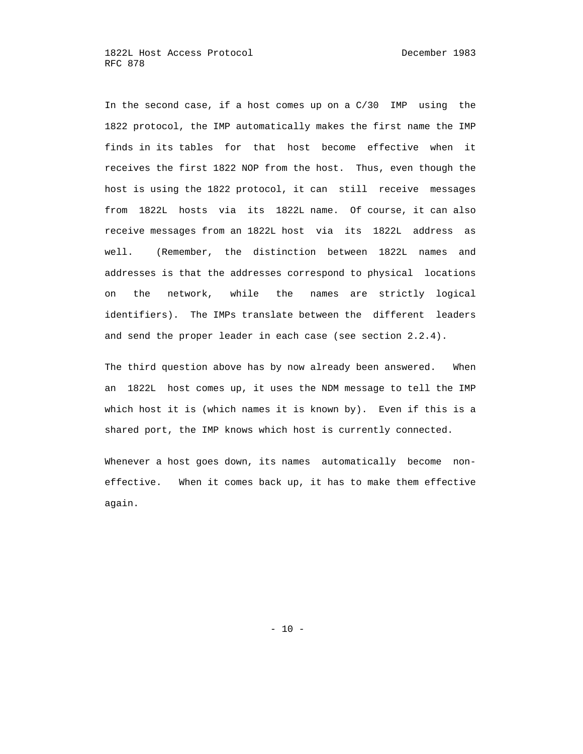In the second case, if a host comes up on a C/30 IMP using the 1822 protocol, the IMP automatically makes the first name the IMP finds in its tables for that host become effective when it receives the first 1822 NOP from the host. Thus, even though the host is using the 1822 protocol, it can still receive messages from 1822L hosts via its 1822L name. Of course, it can also receive messages from an 1822L host via its 1822L address as well. (Remember, the distinction between 1822L names and addresses is that the addresses correspond to physical locations on the network, while the names are strictly logical identifiers). The IMPs translate between the different leaders and send the proper leader in each case (see section 2.2.4).

The third question above has by now already been answered. When an 1822L host comes up, it uses the NDM message to tell the IMP which host it is (which names it is known by). Even if this is a shared port, the IMP knows which host is currently connected.

Whenever a host goes down, its names automatically become non-effective. When it comes back up, it has to make them effective again.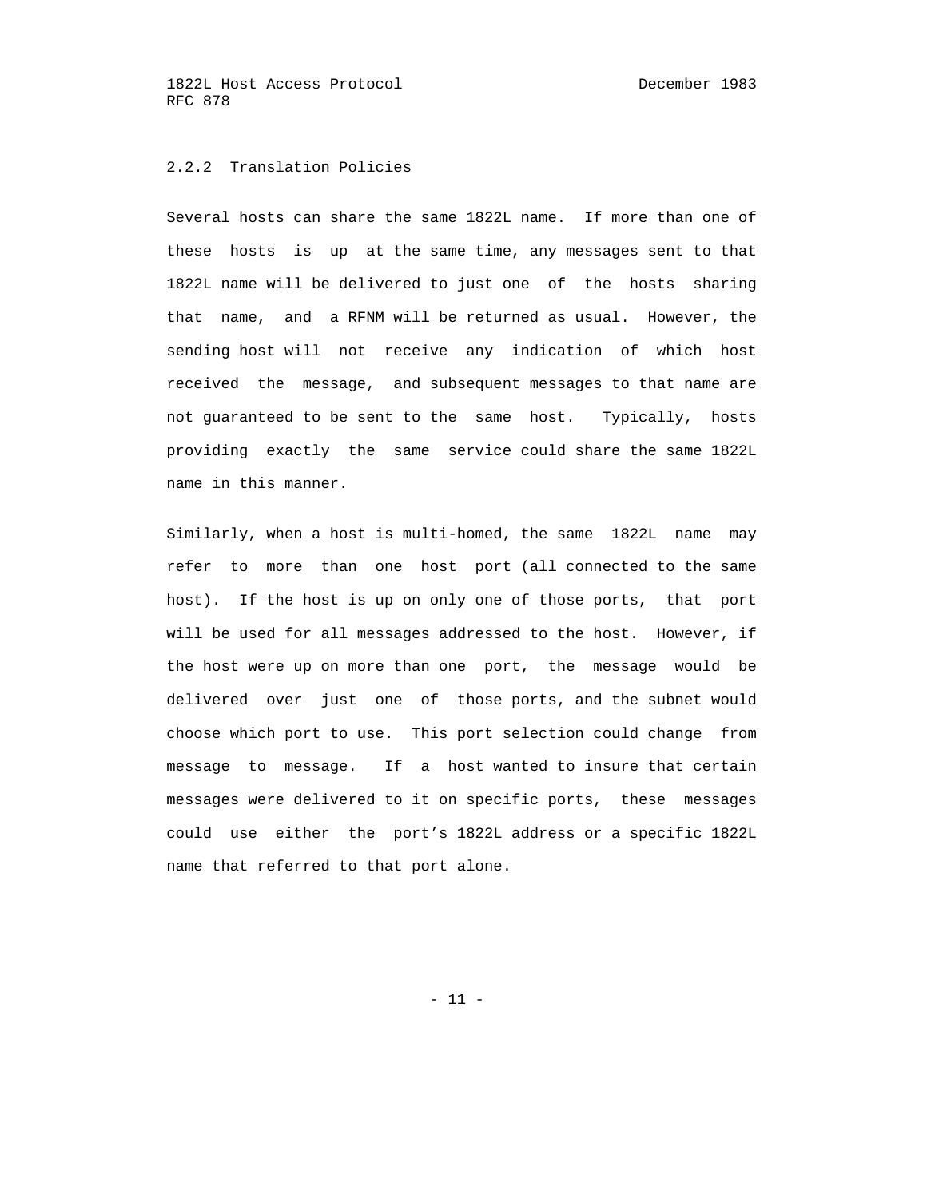### 2.2.2 Translation Policies

Several hosts can share the same 1822L name. If more than one of these hosts is up at the same time, any messages sent to that 1822L name will be delivered to just one of the hosts sharing that name, and a RFNM will be returned as usual. However, the sending host will not receive any indication of which host received the message, and subsequent messages to that name are not guaranteed to be sent to the same host. Typically, hosts providing exactly the same service could share the same 1822L name in this manner.

Similarly, when a host is multi-homed, the same 1822L name may refer to more than one host port (all connected to the same host). If the host is up on only one of those ports, that port will be used for all messages addressed to the host. However, if the host were up on more than one port, the message would be delivered over just one of those ports, and the subnet would choose which port to use. This port selection could change from message to message. If a host wanted to insure that certain messages were delivered to it on specific ports, these messages could use either the port's 1822L address or a specific 1822L name that referred to that port alone.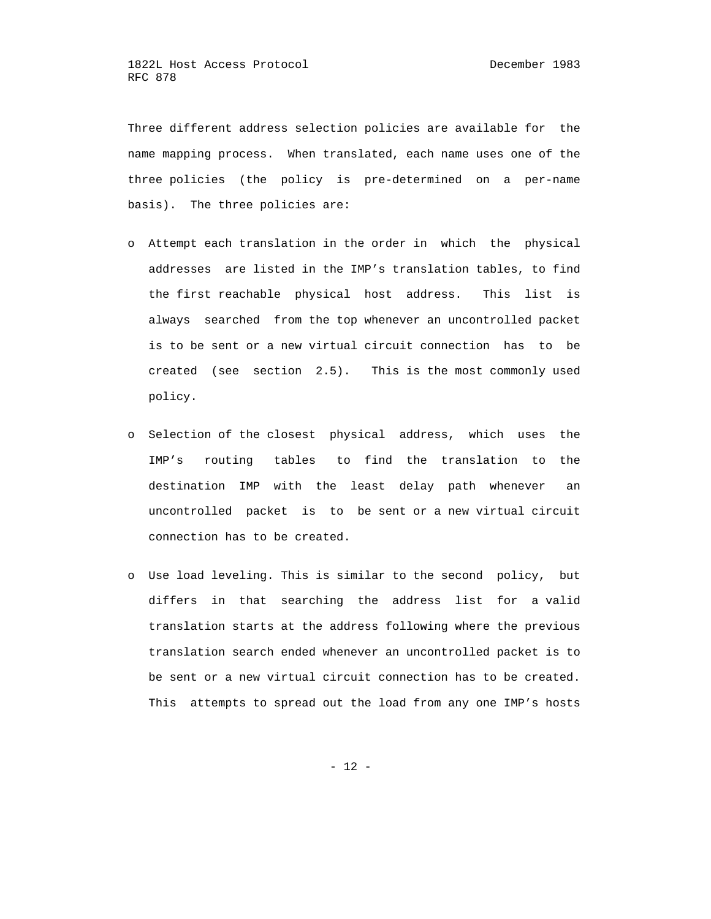Three different address selection policies are available for the name mapping process. When translated, each name uses one of the three policies (the policy is pre-determined on a per-name basis). The three policies are:

- Attempt each translation in the order in which the physical addresses are listed in the IMP's translation tables, to find the first reachable physical host address. This list is always searched from the top whenever an uncontrolled packet is to be sent or a new virtual circuit connection has to be created (see section 2.5). This is the most commonly used policy.

- Selection of the closest physical address, which uses the IMP's routing tables to find the translation to the destination IMP with the least delay path whenever an uncontrolled packet is to be sent or a new virtual circuit connection has to be created.

- Use load leveling. This is similar to the second policy, but differs in that searching the address list for a valid translation starts at the address following where the previous translation search ended whenever an uncontrolled packet is to be sent or a new virtual circuit connection has to be created. This attempts to spread out the load from any one IMP's hosts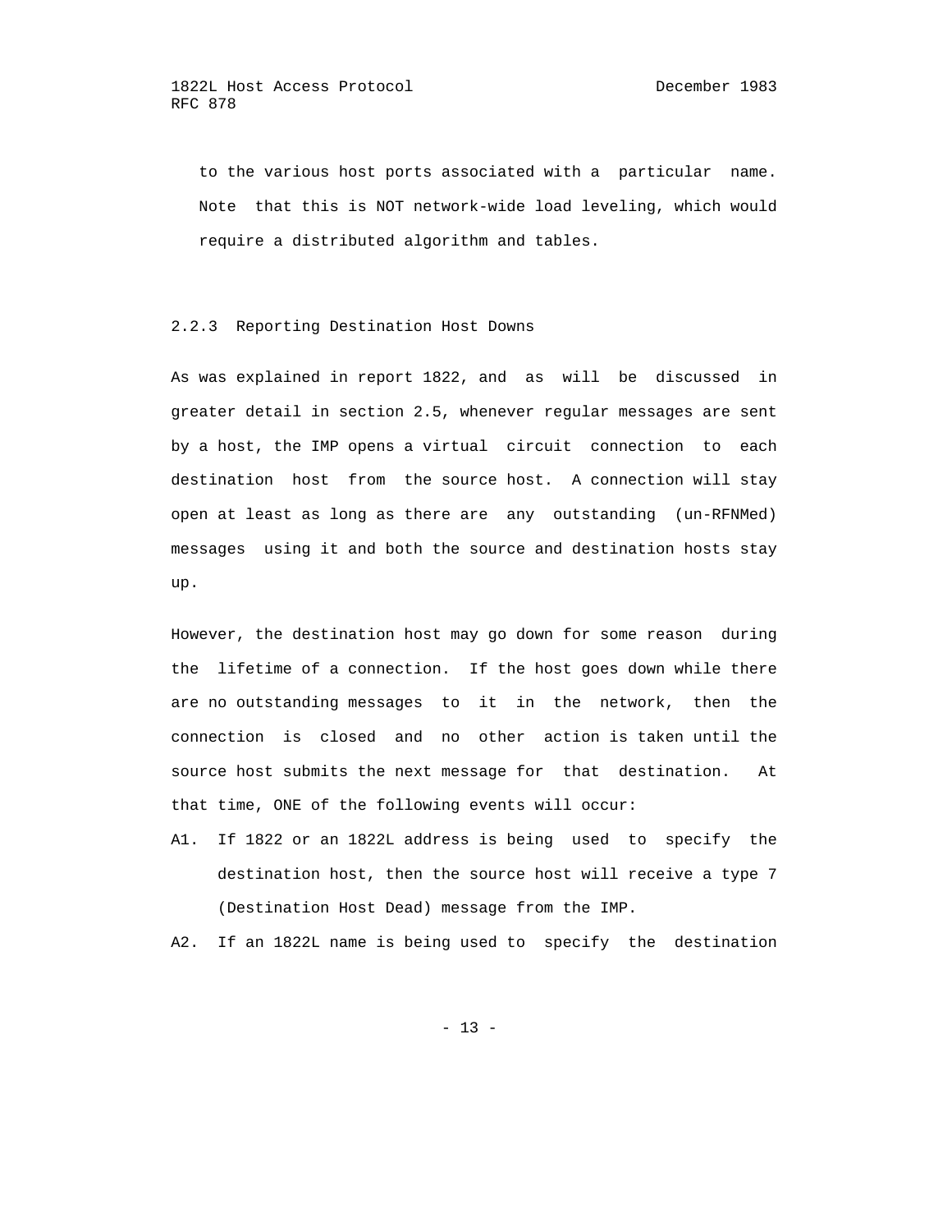to the various host ports associated with a particular name. Note that this is NOT network-wide load leveling, which would require a distributed algorithm and tables.

### 2.2.3 Reporting Destination Host Downs

As was explained in report 1822, and as will be discussed in greater detail in section 2.5, whenever regular messages are sent by a host, the IMP opens a virtual circuit connection to each destination host from the source host. A connection will stay open at least as long as there are any outstanding (un-RFNMed) messages using it and both the source and destination hosts stay up.

However, the destination host may go down for some reason during the lifetime of a connection. If the host goes down while there are no outstanding messages to it in the network, then the connection is closed and no other action is taken until the source host submits the next message for that destination. At that time, ONE of the following events will occur:

A1. If 1822 or an 1822L address is being used to specify the destination host, then the source host will receive a type 7 (Destination Host Dead) message from the IMP.

A2. If an 1822L name is being used to specify the destination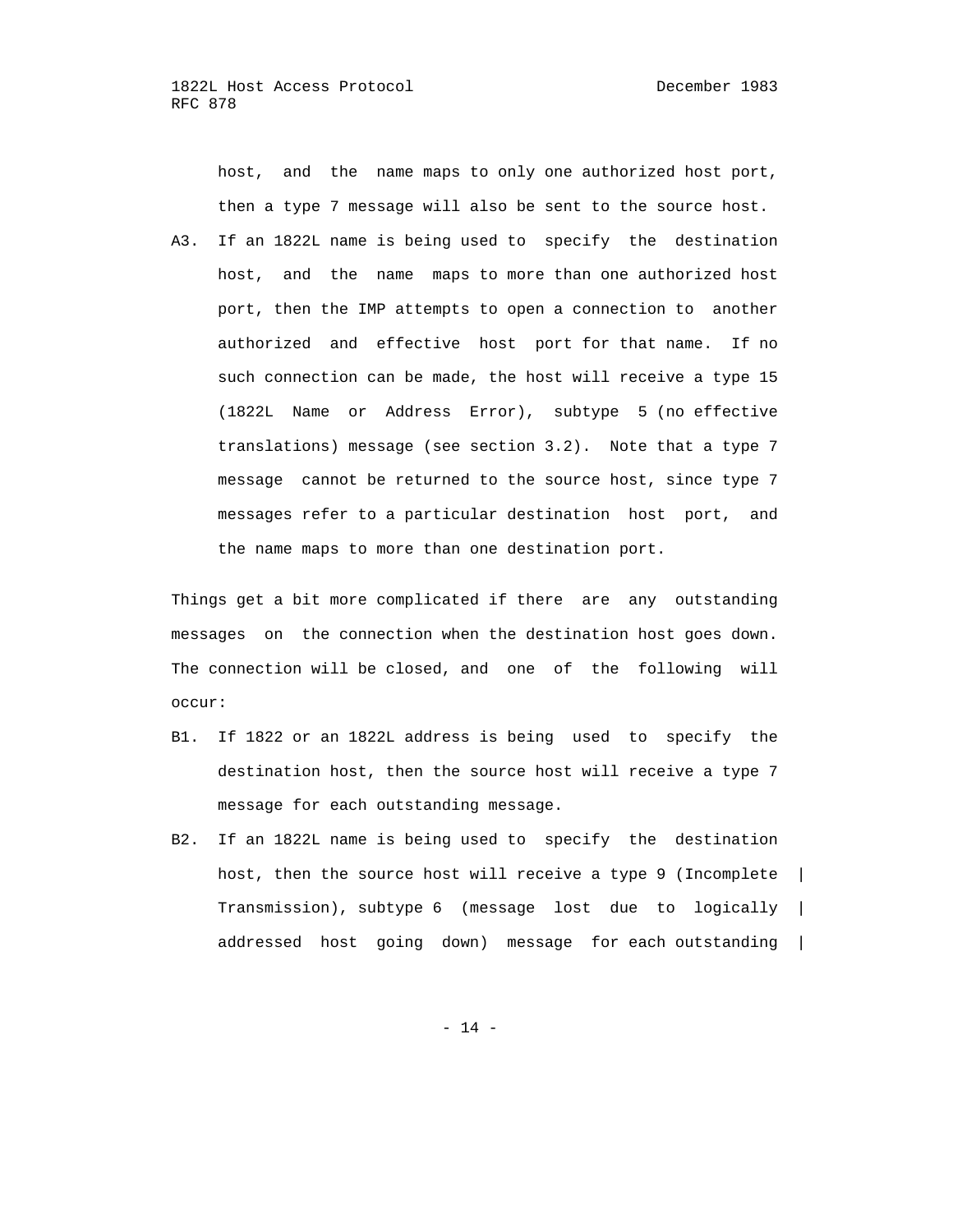host, and the name maps to only one authorized host port, then a type 7 message will also be sent to the source host.

A3. If an 1822L name is being used to specify the destination host, and the name maps to more than one authorized host port, then the IMP attempts to open a connection to another authorized and effective host port for that name. If no such connection can be made, the host will receive a type 15 (1822L Name or Address Error), subtype 5 (no effective translations) message (see section 3.2). Note that a type 7 message cannot be returned to the source host, since type 7 messages refer to a particular destination host port, and the name maps to more than one destination port.

Things get a bit more complicated if there are any outstanding messages on the connection when the destination host goes down. The connection will be closed, and one of the following will occur:

B1. If 1822 or an 1822L address is being used to specify the destination host, then the source host will receive a type 7 message for each outstanding message.

B2. If an 1822L name is being used to specify the destination host, then the source host will receive a type 9 (Incomplete Transmission), subtype 6 (message lost due to logically addressed host going down) message for each outstanding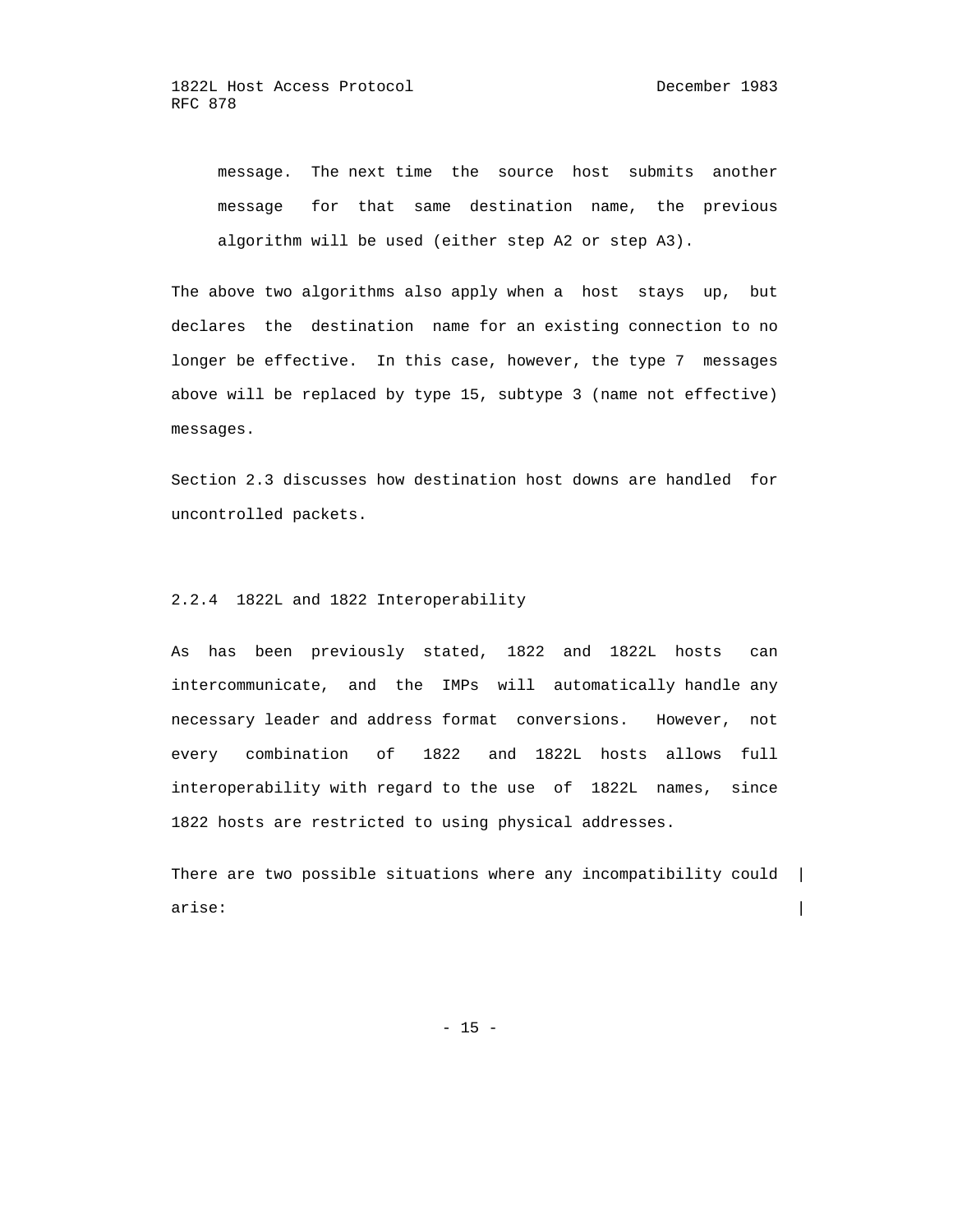message. The next time the source host submits another message for that same destination name, the previous algorithm will be used (either step A2 or step A3).

The above two algorithms also apply when a host stays up, but declares the destination name for an existing connection to no longer be effective. In this case, however, the type 7 messages above will be replaced by type 15, subtype 3 (name not effective) messages.

Section 2.3 discusses how destination host downs are handled for uncontrolled packets.

### 2.2.4 1822L and 1822 Interoperability

As has been previously stated, 1822 and 1822L hosts can intercommunicate, and the IMPs will automatically handle any necessary leader and address format conversions. However, not every combination of 1822 and 1822L hosts allows full interoperability with regard to the use of 1822L names, since 1822 hosts are restricted to using physical addresses.

There are two possible situations where any incompatibility could arise: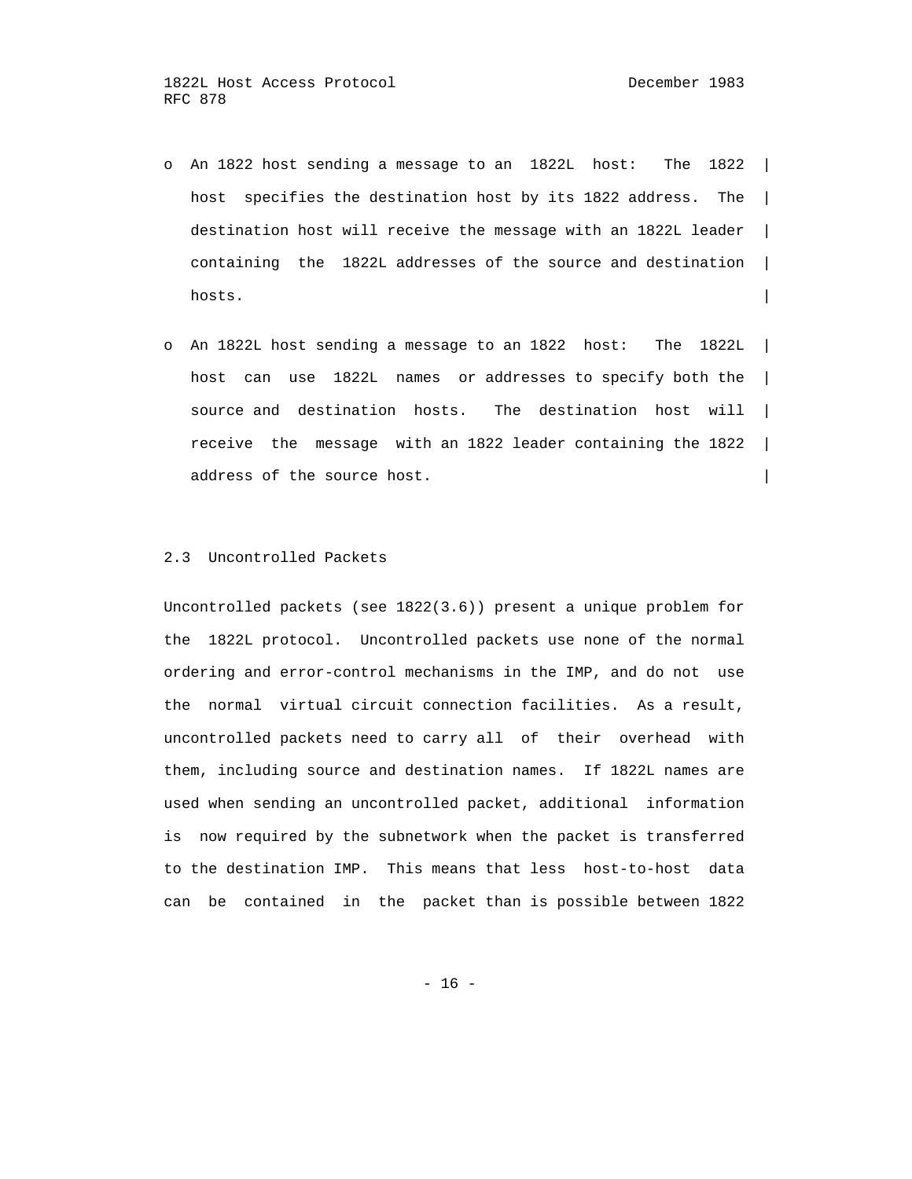- An 1822 host sending a message to an 1822L host: The 1822 host specifies the destination host by its 1822 address. The destination host will receive the message with an 1822L leader containing the 1822L addresses of the source and destination hosts.

- An 1822L host sending a message to an 1822 host: The 1822L host can use 1822L names or addresses to specify both the source and destination hosts. The destination host will receive the message with an 1822 leader containing the 1822 address of the source host.

### 2.3 Uncontrolled Packets

Uncontrolled packets (see 1822(3.6)) present a unique problem for the 1822L protocol. Uncontrolled packets use none of the normal ordering and error-control mechanisms in the IMP, and do not use the normal virtual circuit connection facilities. As a result, uncontrolled packets need to carry all of their overhead with them, including source and destination names. If 1822L names are used when sending an uncontrolled packet, additional information is now required by the subnetwork when the packet is transferred to the destination IMP. This means that less host-to-host data can be contained in the packet than is possible between 1822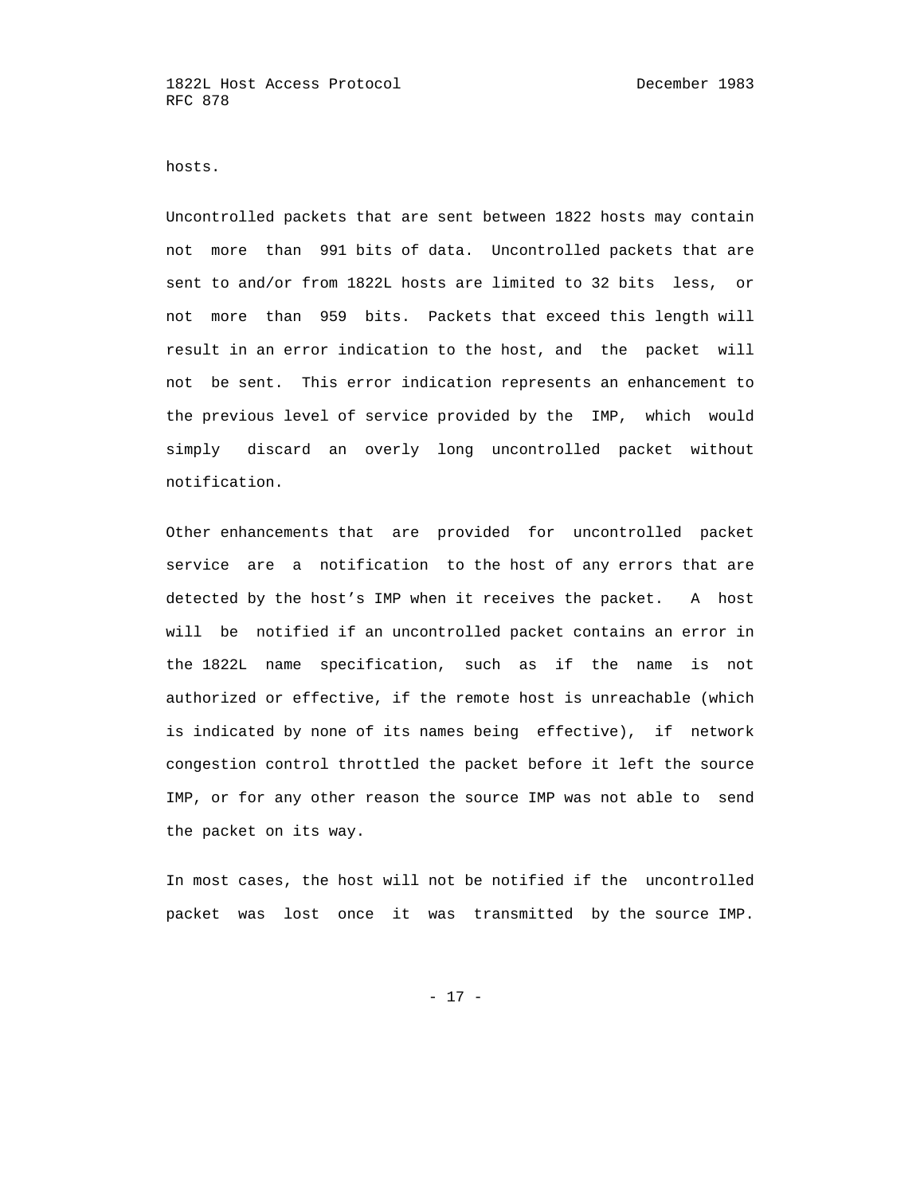hosts.

Uncontrolled packets that are sent between 1822 hosts may contain not more than 991 bits of data. Uncontrolled packets that are sent to and/or from 1822L hosts are limited to 32 bits less, or not more than 959 bits. Packets that exceed this length will result in an error indication to the host, and the packet will not be sent. This error indication represents an enhancement to the previous level of service provided by the IMP, which would simply discard an overly long uncontrolled packet without notification.

Other enhancements that are provided for uncontrolled packet service are a notification to the host of any errors that are detected by the host's IMP when it receives the packet. A host will be notified if an uncontrolled packet contains an error in the 1822L name specification, such as if the name is not authorized or effective, if the remote host is unreachable (which is indicated by none of its names being effective), if network congestion control throttled the packet before it left the source IMP, or for any other reason the source IMP was not able to send the packet on its way.

In most cases, the host will not be notified if the uncontrolled packet was lost once it was transmitted by the source IMP.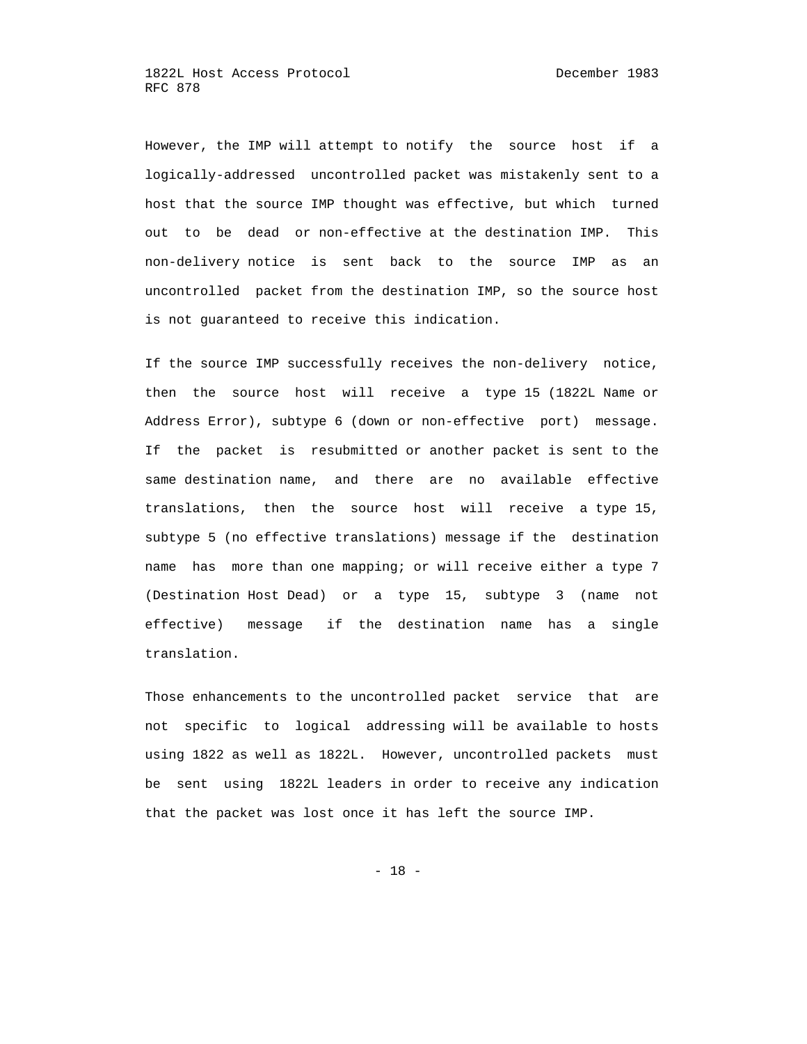However, the IMP will attempt to notify the source host if a logically-addressed uncontrolled packet was mistakenly sent to a host that the source IMP thought was effective, but which turned out to be dead or non-effective at the destination IMP. This non-delivery notice is sent back to the source IMP as an uncontrolled packet from the destination IMP, so the source host is not guaranteed to receive this indication.

If the source IMP successfully receives the non-delivery notice, then the source host will receive a type 15 (1822L Name or Address Error), subtype 6 (down or non-effective port) message. If the packet is resubmitted or another packet is sent to the same destination name, and there are no available effective translations, then the source host will receive a type 15, subtype 5 (no effective translations) message if the destination name has more than one mapping; or will receive either a type 7 (Destination Host Dead) or a type 15, subtype 3 (name not effective) message if the destination name has a single translation.

Those enhancements to the uncontrolled packet service that are not specific to logical addressing will be available to hosts using 1822 as well as 1822L. However, uncontrolled packets must be sent using 1822L leaders in order to receive any indication that the packet was lost once it has left the source IMP.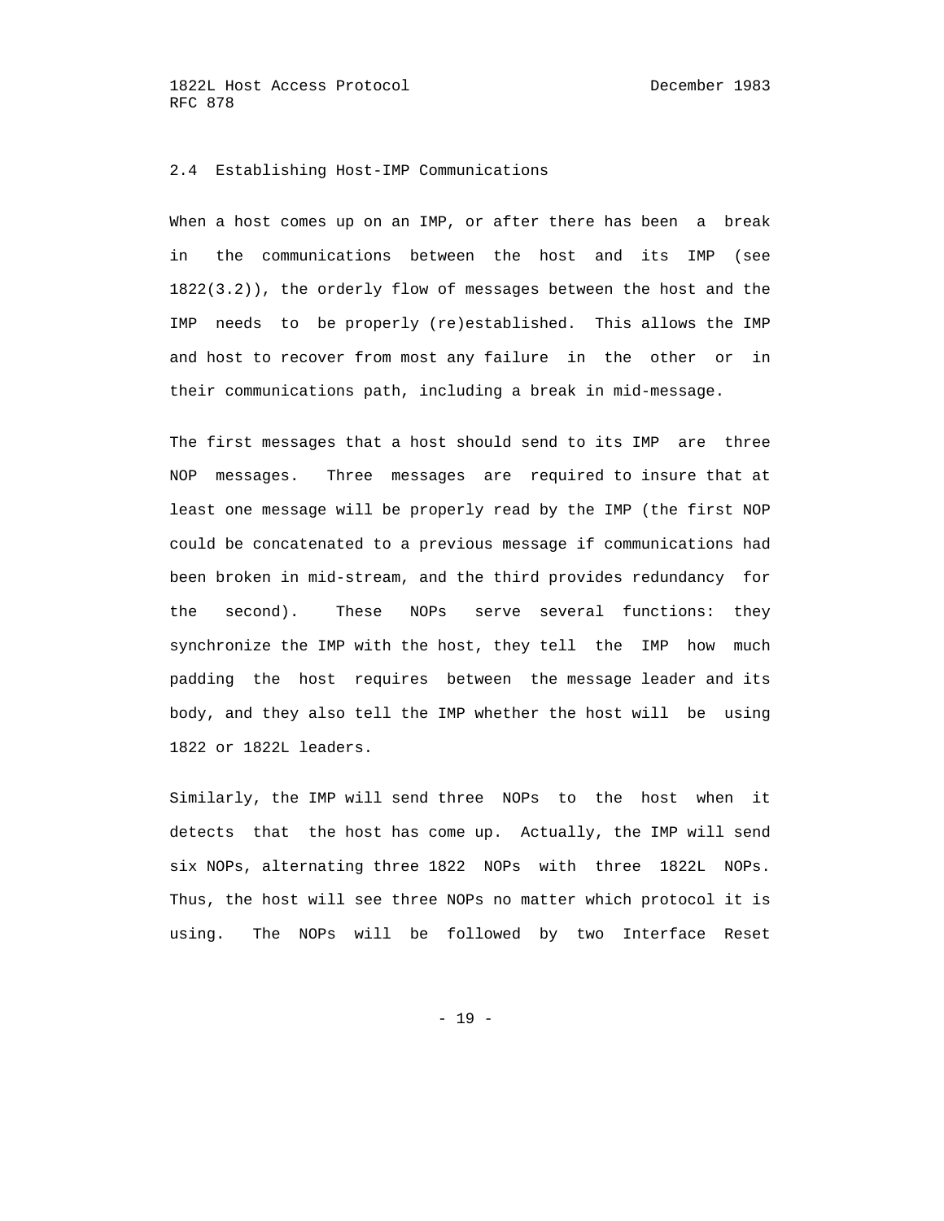## 2.4 Establishing Host-IMP Communications

When a host comes up on an IMP, or after there has been a break in the communications between the host and its IMP (see 1822(3.2)), the orderly flow of messages between the host and the IMP needs to be properly (re)established. This allows the IMP and host to recover from most any failure in the other or in their communications path, including a break in mid-message.

The first messages that a host should send to its IMP are three NOP messages. Three messages are required to insure that at least one message will be properly read by the IMP (the first NOP could be concatenated to a previous message if communications had been broken in mid-stream, and the third provides redundancy for the second). These NOPs serve several functions: they synchronize the IMP with the host, they tell the IMP how much padding the host requires between the message leader and its body, and they also tell the IMP whether the host will be using 1822 or 1822L leaders.

Similarly, the IMP will send three NOPs to the host when it detects that the host has come up. Actually, the IMP will send six NOPs, alternating three 1822 NOPs with three 1822L NOPs. Thus, the host will see three NOPs no matter which protocol it is using. The NOPs will be followed by two Interface Reset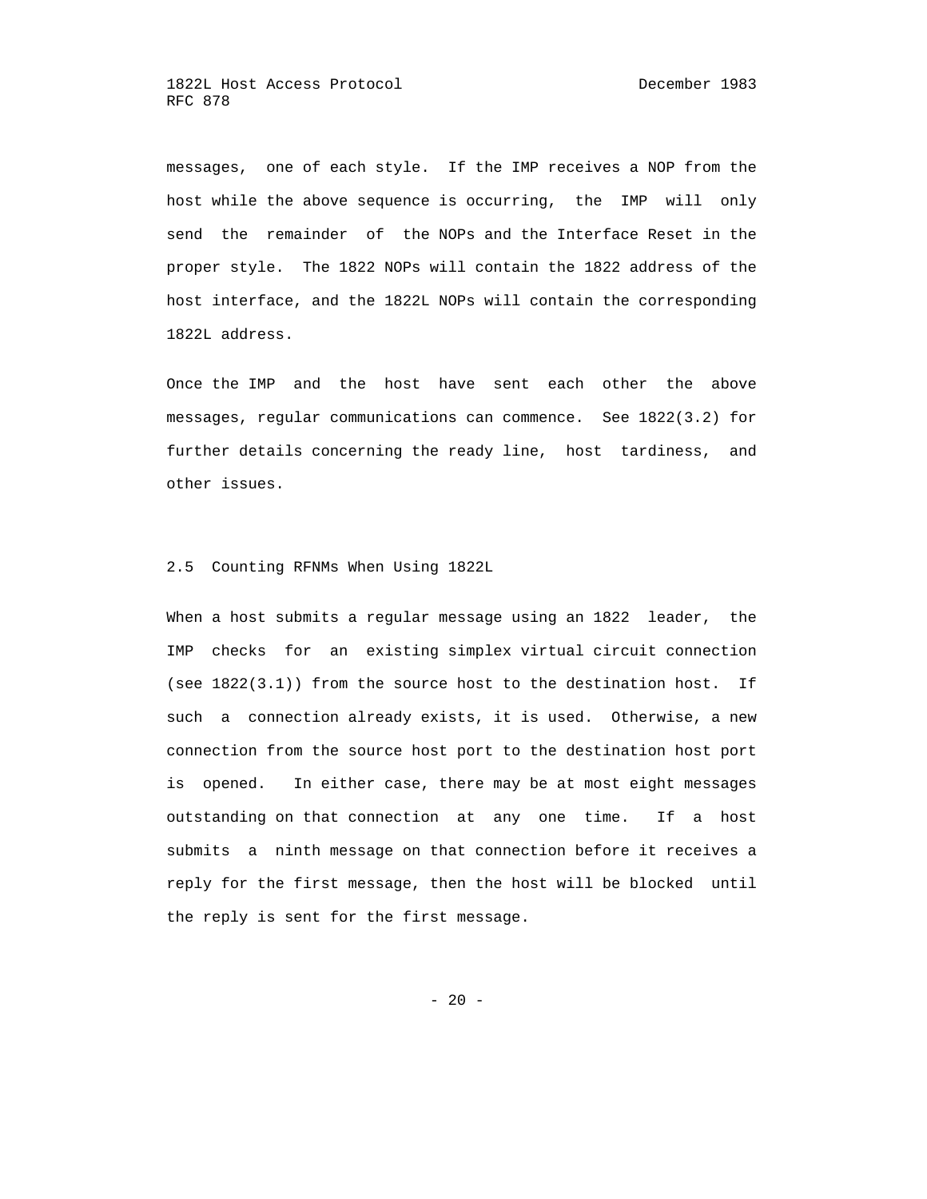messages, one of each style. If the IMP receives a NOP from the host while the above sequence is occurring, the IMP will only send the remainder of the NOPs and the Interface Reset in the proper style. The 1822 NOPs will contain the 1822 address of the host interface, and the 1822L NOPs will contain the corresponding 1822L address.

Once the IMP and the host have sent each other the above messages, regular communications can commence. See 1822(3.2) for further details concerning the ready line, host tardiness, and other issues.

## 2.5 Counting RFNMs When Using 1822L

When a host submits a regular message using an 1822 leader, the IMP checks for an existing simplex virtual circuit connection (see 1822(3.1)) from the source host to the destination host. If such a connection already exists, it is used. Otherwise, a new connection from the source host port to the destination host port is opened. In either case, there may be at most eight messages outstanding on that connection at any one time. If a host submits a ninth message on that connection before it receives a reply for the first message, then the host will be blocked until the reply is sent for the first message.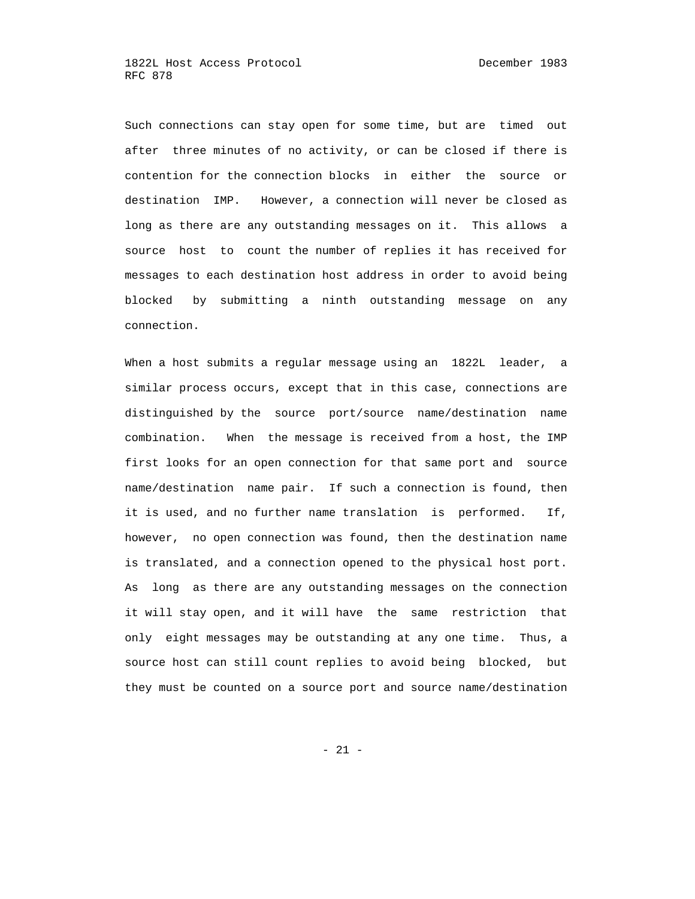Such connections can stay open for some time, but are timed out after three minutes of no activity, or can be closed if there is contention for the connection blocks in either the source or destination IMP. However, a connection will never be closed as long as there are any outstanding messages on it. This allows a source host to count the number of replies it has received for messages to each destination host address in order to avoid being blocked by submitting a ninth outstanding message on any connection.

When a host submits a regular message using an 1822L leader, a similar process occurs, except that in this case, connections are distinguished by the source port/source name/destination name combination. When the message is received from a host, the IMP first looks for an open connection for that same port and source name/destination name pair. If such a connection is found, then it is used, and no further name translation is performed. If, however, no open connection was found, then the destination name is translated, and a connection opened to the physical host port. As long as there are any outstanding messages on the connection it will stay open, and it will have the same restriction that only eight messages may be outstanding at any one time. Thus, a source host can still count replies to avoid being blocked, but they must be counted on a source port and source name/destination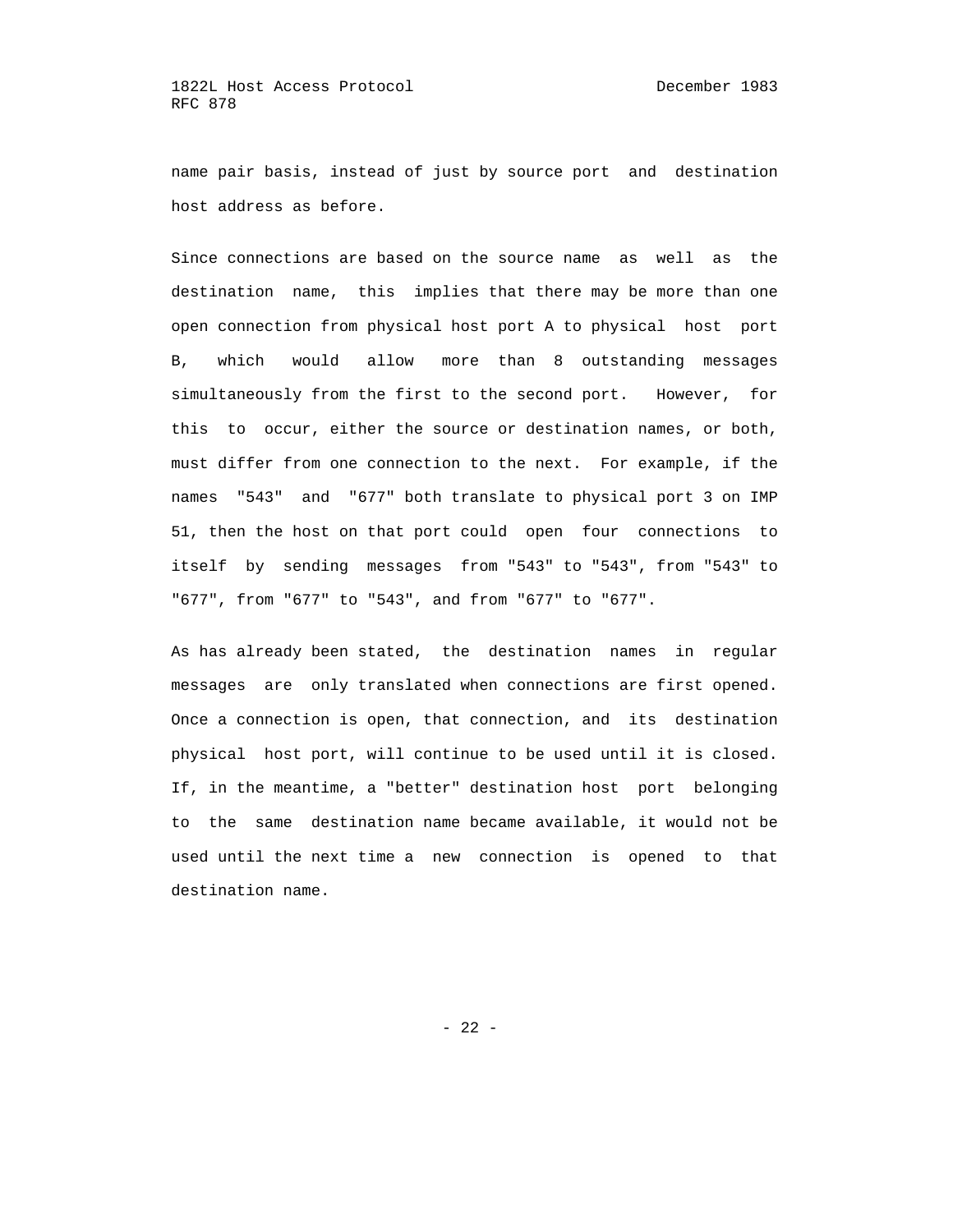name pair basis, instead of just by source port and destination host address as before.

Since connections are based on the source name as well as the destination name, this implies that there may be more than one open connection from physical host port A to physical host port B, which would allow more than 8 outstanding messages simultaneously from the first to the second port. However, for this to occur, either the source or destination names, or both, must differ from one connection to the next. For example, if the names "543" and "677" both translate to physical port 3 on IMP 51, then the host on that port could open four connections to itself by sending messages from "543" to "543", from "543" to "677", from "677" to "543", and from "677" to "677".

As has already been stated, the destination names in regular messages are only translated when connections are first opened. Once a connection is open, that connection, and its destination physical host port, will continue to be used until it is closed. If, in the meantime, a "better" destination host port belonging to the same destination name became available, it would not be used until the next time a new connection is opened to that destination name.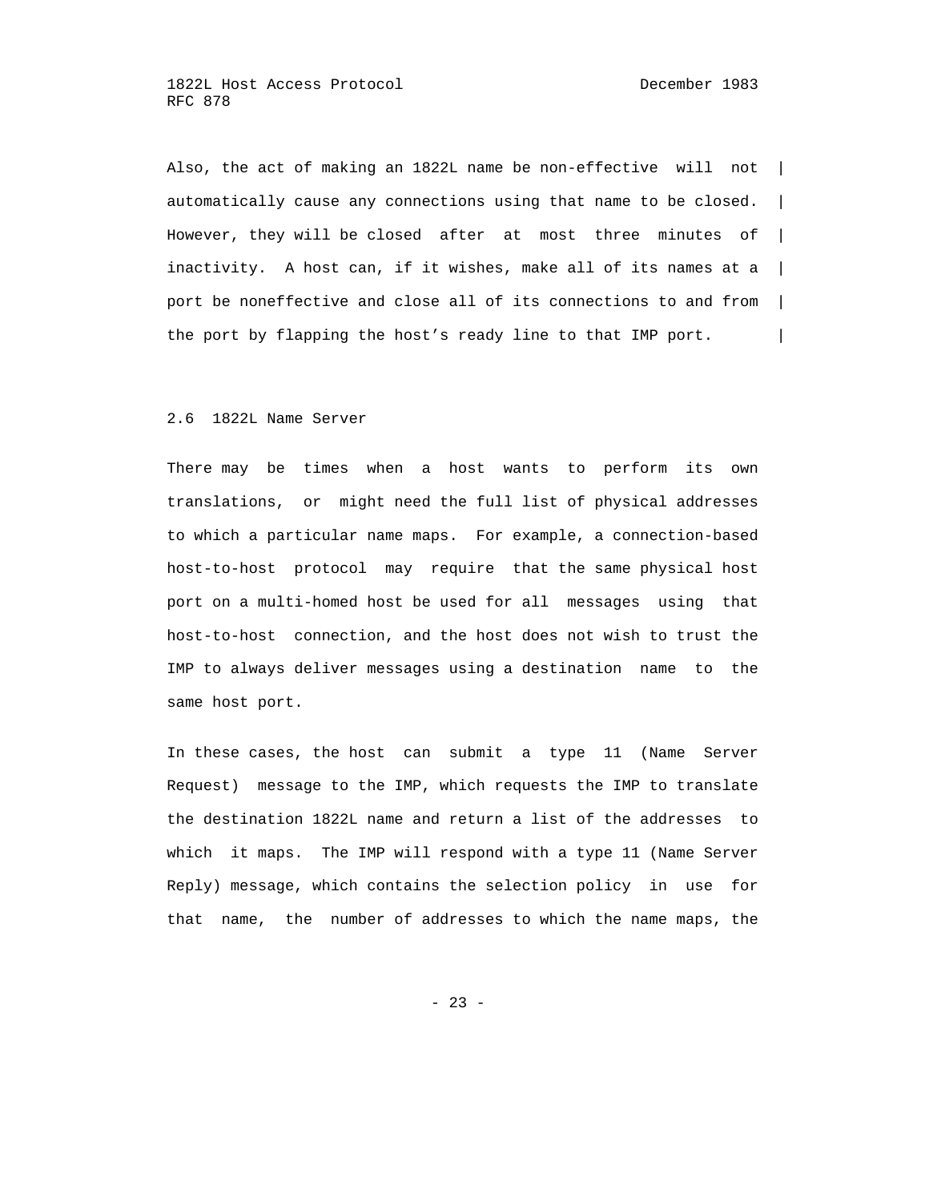Also, the act of making an 1822L name be non-effective will not automatically cause any connections using that name to be closed. However, they will be closed after at most three minutes of inactivity. A host can, if it wishes, make all of its names at a port be noneffective and close all of its connections to and from the port by flapping the host's ready line to that IMP port.

## 2.6 1822L Name Server

There may be times when a host wants to perform its own translations, or might need the full list of physical addresses to which a particular name maps. For example, a connection-based host-to-host protocol may require that the same physical host port on a multi-homed host be used for all messages using that host-to-host connection, and the host does not wish to trust the IMP to always deliver messages using a destination name to the same host port.

In these cases, the host can submit a type 11 (Name Server Request) message to the IMP, which requests the IMP to translate the destination 1822L name and return a list of the addresses to which it maps. The IMP will respond with a type 11 (Name Server Reply) message, which contains the selection policy in use for that name, the number of addresses to which the name maps, the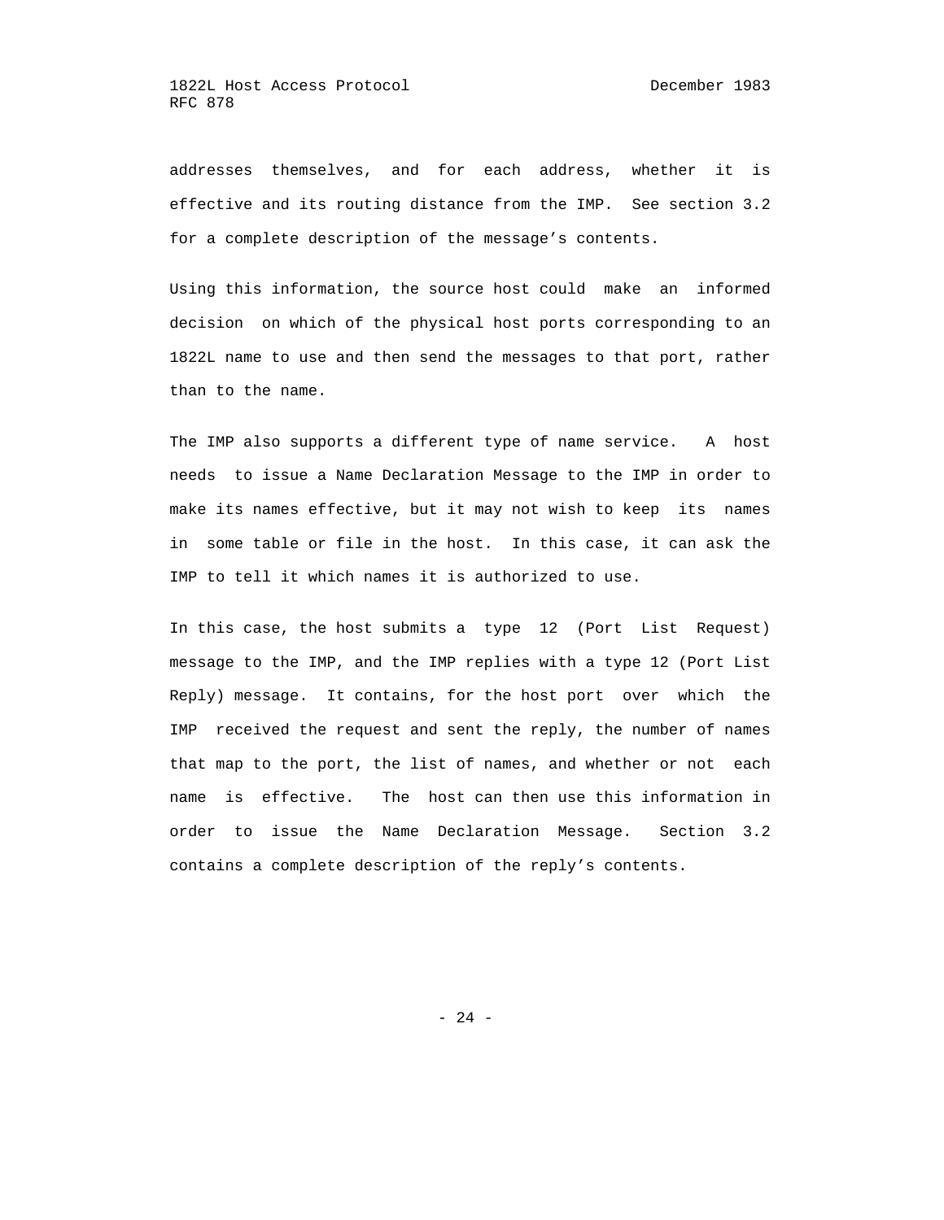addresses themselves, and for each address, whether it is effective and its routing distance from the IMP. See section 3.2 for a complete description of the message's contents.

Using this information, the source host could make an informed decision on which of the physical host ports corresponding to an 1822L name to use and then send the messages to that port, rather than to the name.

The IMP also supports a different type of name service. A host needs to issue a Name Declaration Message to the IMP in order to make its names effective, but it may not wish to keep its names in some table or file in the host. In this case, it can ask the IMP to tell it which names it is authorized to use.

In this case, the host submits a type 12 (Port List Request) message to the IMP, and the IMP replies with a type 12 (Port List Reply) message. It contains, for the host port over which the IMP received the request and sent the reply, the number of names that map to the port, the list of names, and whether or not each name is effective. The host can then use this information in order to issue the Name Declaration Message. Section 3.2 contains a complete description of the reply's contents.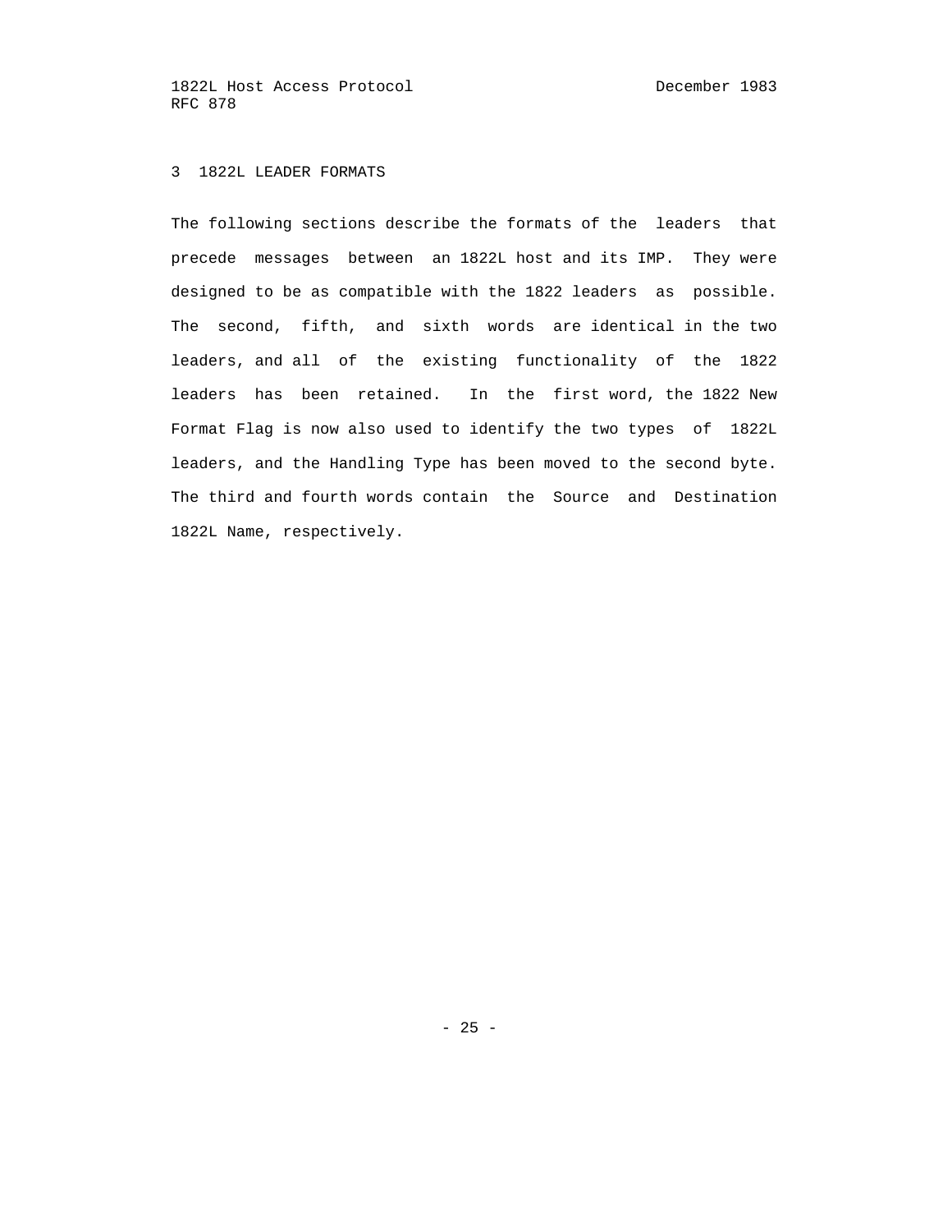# 3 1822L LEADER FORMATS

The following sections describe the formats of the leaders that precede messages between an 1822L host and its IMP. They were designed to be as compatible with the 1822 leaders as possible. The second, fifth, and sixth words are identical in the two leaders, and all of the existing functionality of the 1822 leaders has been retained. In the first word, the 1822 New Format Flag is now also used to identify the two types of 1822L leaders, and the Handling Type has been moved to the second byte. The third and fourth words contain the Source and Destination 1822L Name, respectively.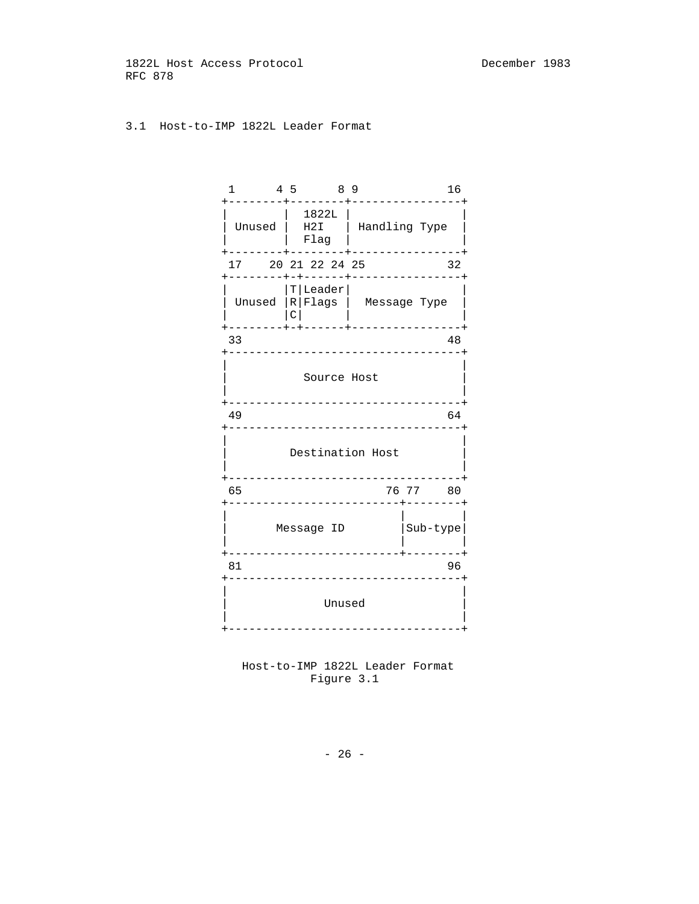### 3.1 Host-to-IMP 1822L Leader Format

```
 1      4 5      8 9             16
+--------+--------+----------------+
|        |  1822L |                |
| Unused |  H2I   | Handling Type  |
|        |  Flag  |                |
+--------+--------+----------------+
 17    20 21 22 24 25            32
+--------+-+------+----------------+
|        |T|Leader|                |
| Unused |R|Flags |  Message Type  |
|        |C|      |                |
+--------+-+------+----------------+
 33                              48
+----------------------------------+
|                                  |
|           Source Host            |
|                                  |
+----------------------------------+
 49                              64
+----------------------------------+
|                                  |
|         Destination Host         |
|                                  |
+----------------------------------+
 65                     76 77    80
+-------------------------+--------+
|                         |        |
|       Message ID        |Sub-type|
|                         |        |
+-------------------------+--------+
 81                              96
+----------------------------------+
|                                  |
|              Unused              |
|                                  |
+----------------------------------+
```

Host-to-IMP 1822L Leader Format
Figure 3.1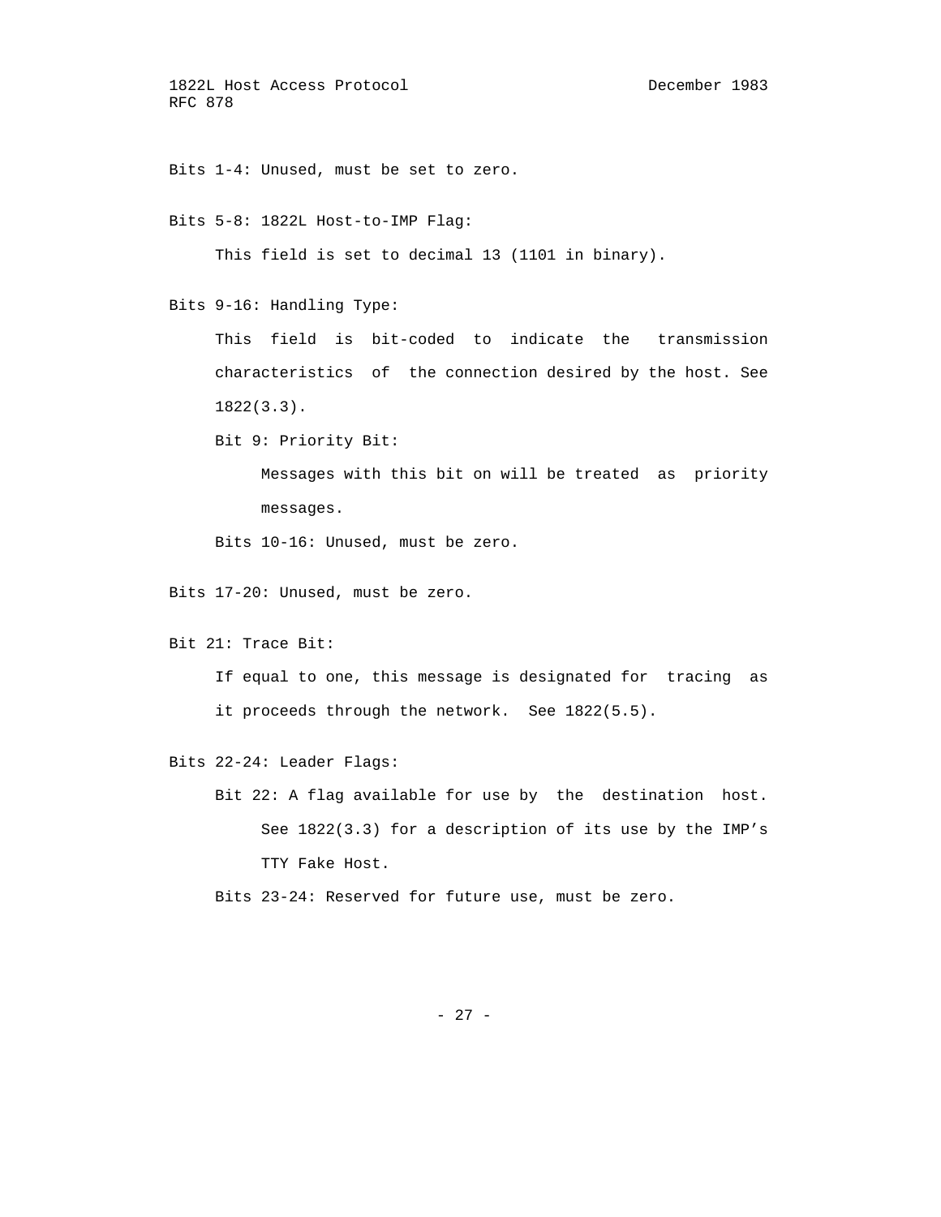Bits 1-4: Unused, must be set to zero.

Bits 5-8: 1822L Host-to-IMP Flag:

This field is set to decimal 13 (1101 in binary).

Bits 9-16: Handling Type:

This field is bit-coded to indicate the transmission characteristics of the connection desired by the host. See 1822(3.3).

Bit 9: Priority Bit:

Messages with this bit on will be treated as priority messages.

Bits 10-16: Unused, must be zero.

Bits 17-20: Unused, must be zero.

Bit 21: Trace Bit:

If equal to one, this message is designated for tracing as it proceeds through the network. See 1822(5.5).

Bits 22-24: Leader Flags:

Bit 22: A flag available for use by the destination host. See 1822(3.3) for a description of its use by the IMP's TTY Fake Host.

Bits 23-24: Reserved for future use, must be zero.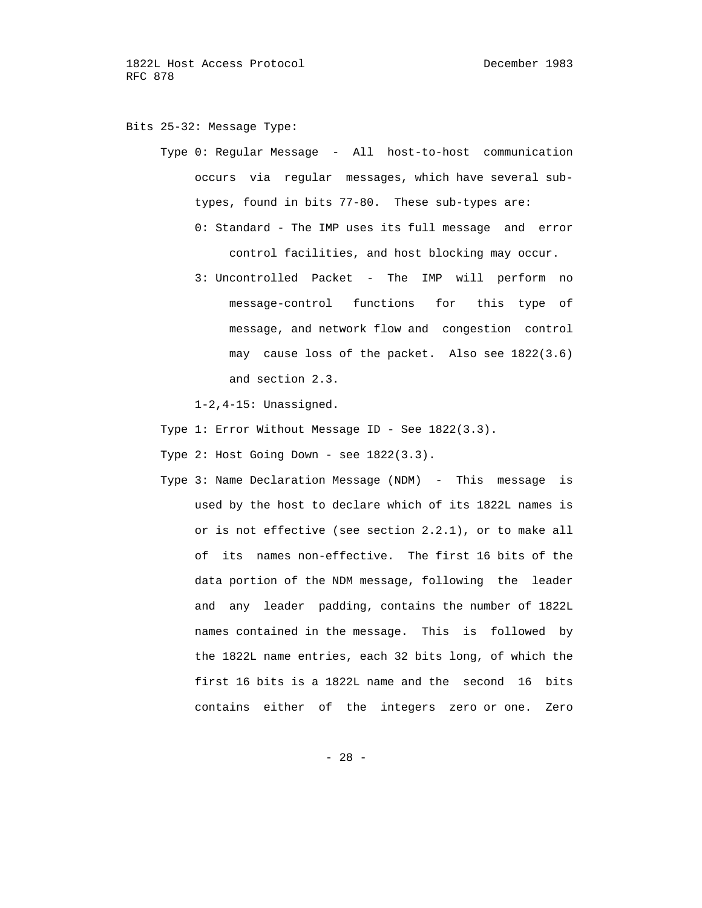Bits 25-32: Message Type:

- Type 0: Regular Message - All host-to-host communication occurs via regular messages, which have several sub-types, found in bits 77-80. These sub-types are:

  - 0: Standard - The IMP uses its full message and error control facilities, and host blocking may occur.

  - 3: Uncontrolled Packet - The IMP will perform no message-control functions for this type of message, and network flow and congestion control may cause loss of the packet. Also see 1822(3.6) and section 2.3.

  - 1-2,4-15: Unassigned.

- Type 1: Error Without Message ID - See 1822(3.3).

- Type 2: Host Going Down - see 1822(3.3).

- Type 3: Name Declaration Message (NDM) - This message is used by the host to declare which of its 1822L names is or is not effective (see section 2.2.1), or to make all of its names non-effective. The first 16 bits of the data portion of the NDM message, following the leader and any leader padding, contains the number of 1822L names contained in the message. This is followed by the 1822L name entries, each 32 bits long, of which the first 16 bits is a 1822L name and the second 16 bits contains either of the integers zero or one. Zero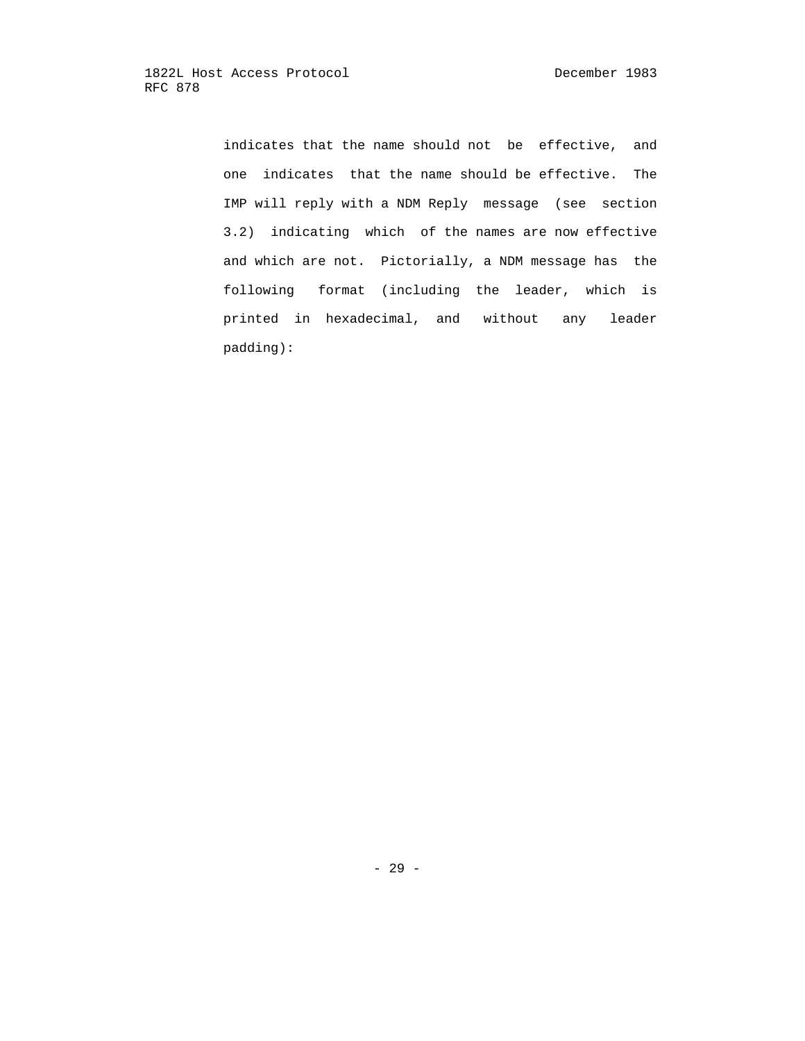indicates that the name should not be effective, and one indicates that the name should be effective. The IMP will reply with a NDM Reply message (see section 3.2) indicating which of the names are now effective and which are not. Pictorially, a NDM message has the following format (including the leader, which is printed in hexadecimal, and without any leader padding):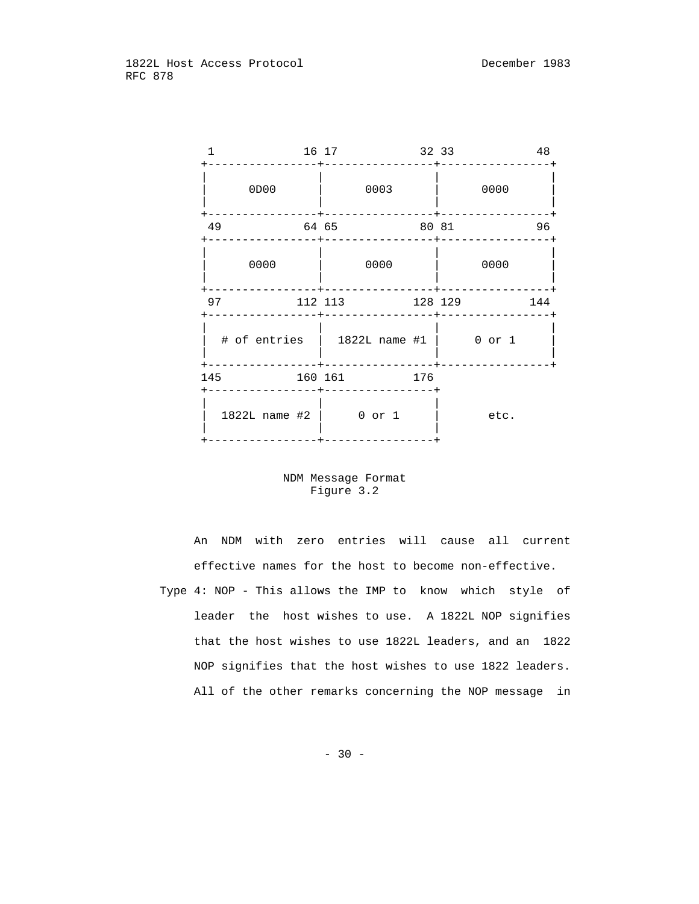```
 1             16 17            32 33            48
+----------------+----------------+----------------+
|                |                |                |
|      0D00      |      0003      |      0000      |
|                |                |                |
+----------------+----------------+----------------+
 49            64 65            80 81            96
+----------------+----------------+----------------+
|                |                |                |
|      0000      |      0000      |      0000      |
|                |                |                |
+----------------+----------------+----------------+
 97           112 113          128 129          144
+----------------+----------------+----------------+
|                |                |                |
|  # of entries  |  1822L name #1 |     0 or 1     |
|                |                |                |
+----------------+----------------+----------------+
145           160 161          176
+----------------+----------------+
|                |                |
|  1822L name #2 |     0 or 1     |       etc.
|                |                |
+----------------+----------------+
```

NDM Message Format
Figure 3.2

An NDM with zero entries will cause all current effective names for the host to become non-effective.

Type 4: NOP - This allows the IMP to know which style of leader the host wishes to use. A 1822L NOP signifies that the host wishes to use 1822L leaders, and an 1822 NOP signifies that the host wishes to use 1822 leaders. All of the other remarks concerning the NOP message in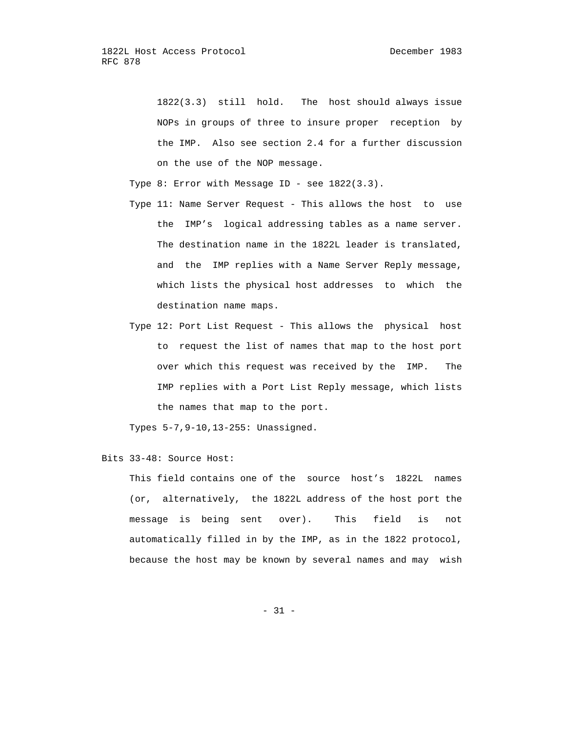1822(3.3) still hold. The host should always issue NOPs in groups of three to insure proper reception by the IMP. Also see section 2.4 for a further discussion on the use of the NOP message.

Type 8: Error with Message ID - see 1822(3.3).

Type 11: Name Server Request - This allows the host to use the IMP's logical addressing tables as a name server. The destination name in the 1822L leader is translated, and the IMP replies with a Name Server Reply message, which lists the physical host addresses to which the destination name maps.

Type 12: Port List Request - This allows the physical host to request the list of names that map to the host port over which this request was received by the IMP. The IMP replies with a Port List Reply message, which lists the names that map to the port.

Types 5-7,9-10,13-255: Unassigned.

Bits 33-48: Source Host:

This field contains one of the source host's 1822L names (or, alternatively, the 1822L address of the host port the message is being sent over). This field is not automatically filled in by the IMP, as in the 1822 protocol, because the host may be known by several names and may wish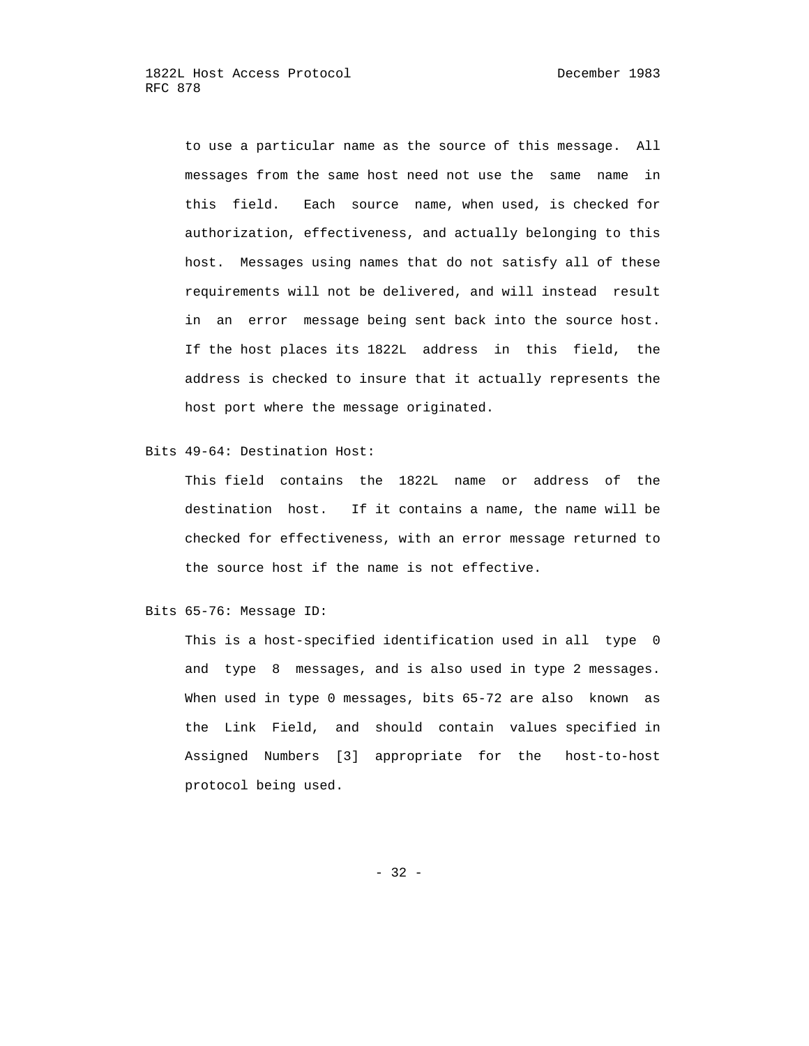to use a particular name as the source of this message. All messages from the same host need not use the same name in this field. Each source name, when used, is checked for authorization, effectiveness, and actually belonging to this host. Messages using names that do not satisfy all of these requirements will not be delivered, and will instead result in an error message being sent back into the source host. If the host places its 1822L address in this field, the address is checked to insure that it actually represents the host port where the message originated.

Bits 49-64: Destination Host:

This field contains the 1822L name or address of the destination host. If it contains a name, the name will be checked for effectiveness, with an error message returned to the source host if the name is not effective.

Bits 65-76: Message ID:

This is a host-specified identification used in all type 0 and type 8 messages, and is also used in type 2 messages. When used in type 0 messages, bits 65-72 are also known as the Link Field, and should contain values specified in Assigned Numbers [3] appropriate for the host-to-host protocol being used.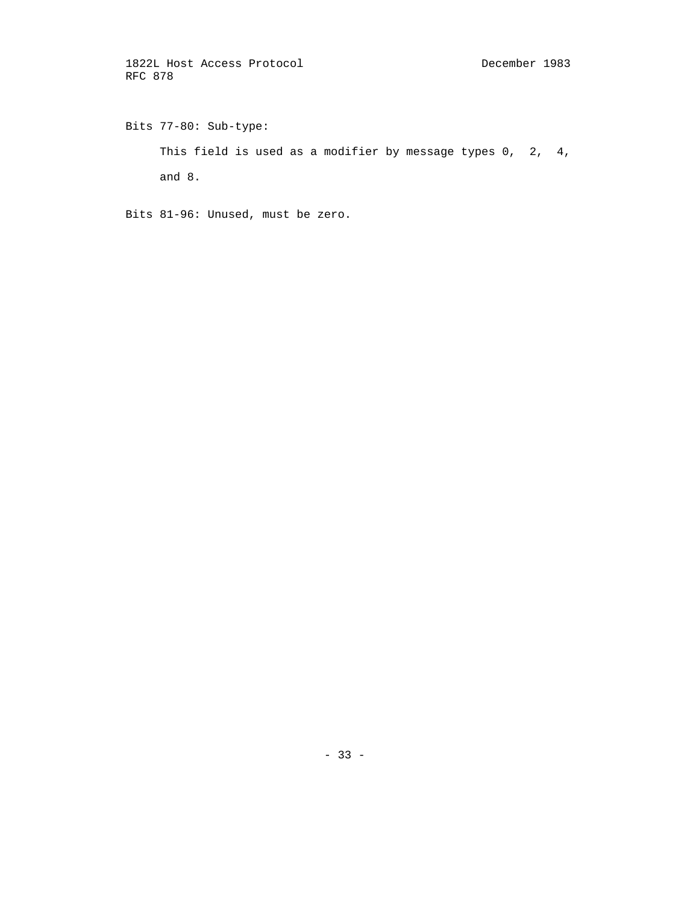Bits 77-80: Sub-type:

This field is used as a modifier by message types 0, 2, 4, and 8.

Bits 81-96: Unused, must be zero.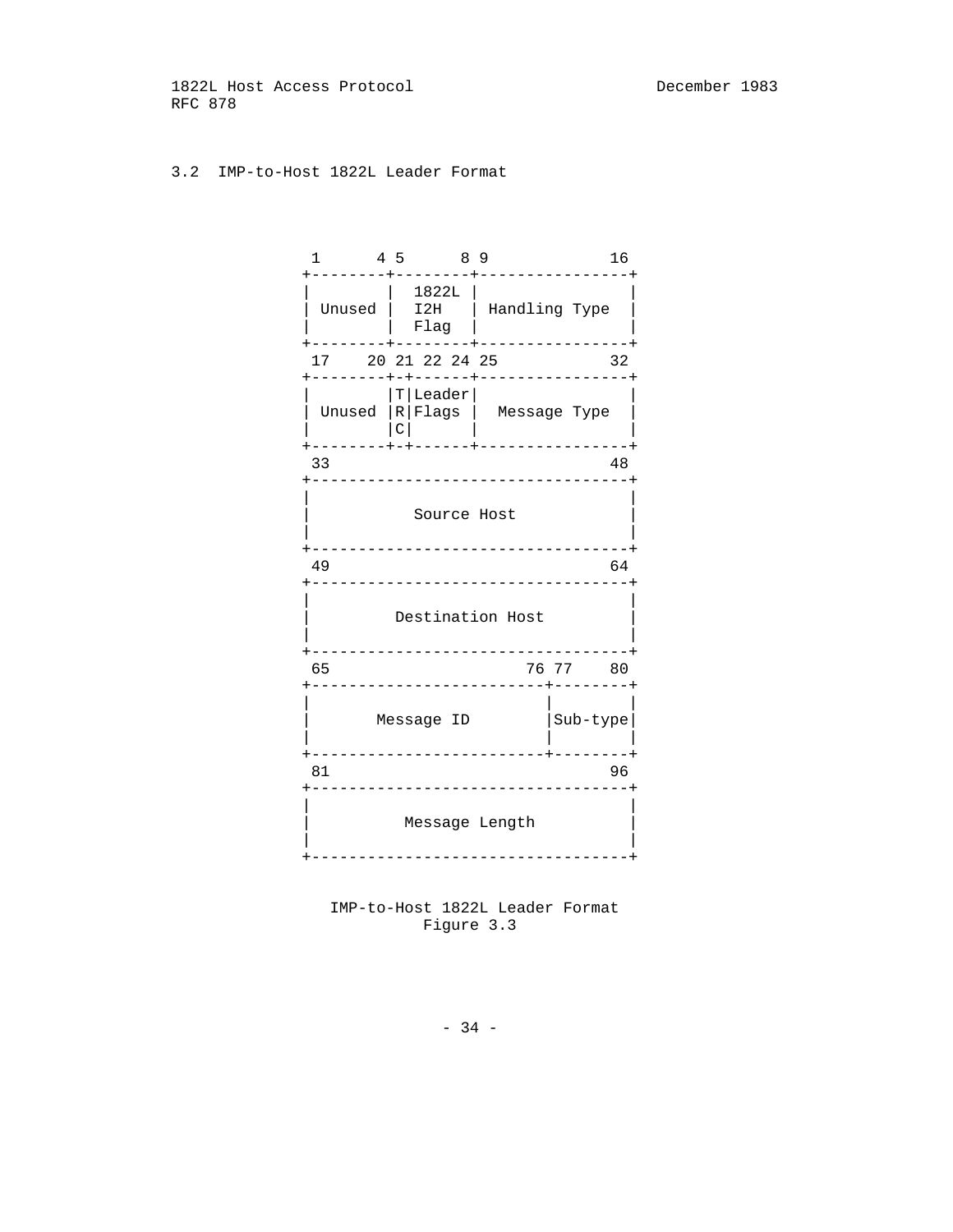## 3.2 IMP-to-Host 1822L Leader Format

```
 1      4 5      8 9             16
+--------+--------+----------------+
|        |  1822L |                |
| Unused |  I2H   | Handling Type  |
|        |  Flag  |                |
+--------+--------+----------------+
 17    20 21 22 24 25            32
+--------+-+------+----------------+
|        |T|Leader|                |
| Unused |R|Flags |  Message Type  |
|        |C|      |                |
+--------+-+------+----------------+
 33                              48
+----------------------------------+
|                                  |
|           Source Host            |
|                                  |
+----------------------------------+
 49                              64
+----------------------------------+
|                                  |
|         Destination Host         |
|                                  |
+----------------------------------+
 65                      76 77    80
+-------------------------+--------+
|                         |        |
|       Message ID        |Sub-type|
|                         |        |
+-------------------------+--------+
 81                              96
+----------------------------------+
|                                  |
|          Message Length          |
|                                  |
+----------------------------------+
```

IMP-to-Host 1822L Leader Format
Figure 3.3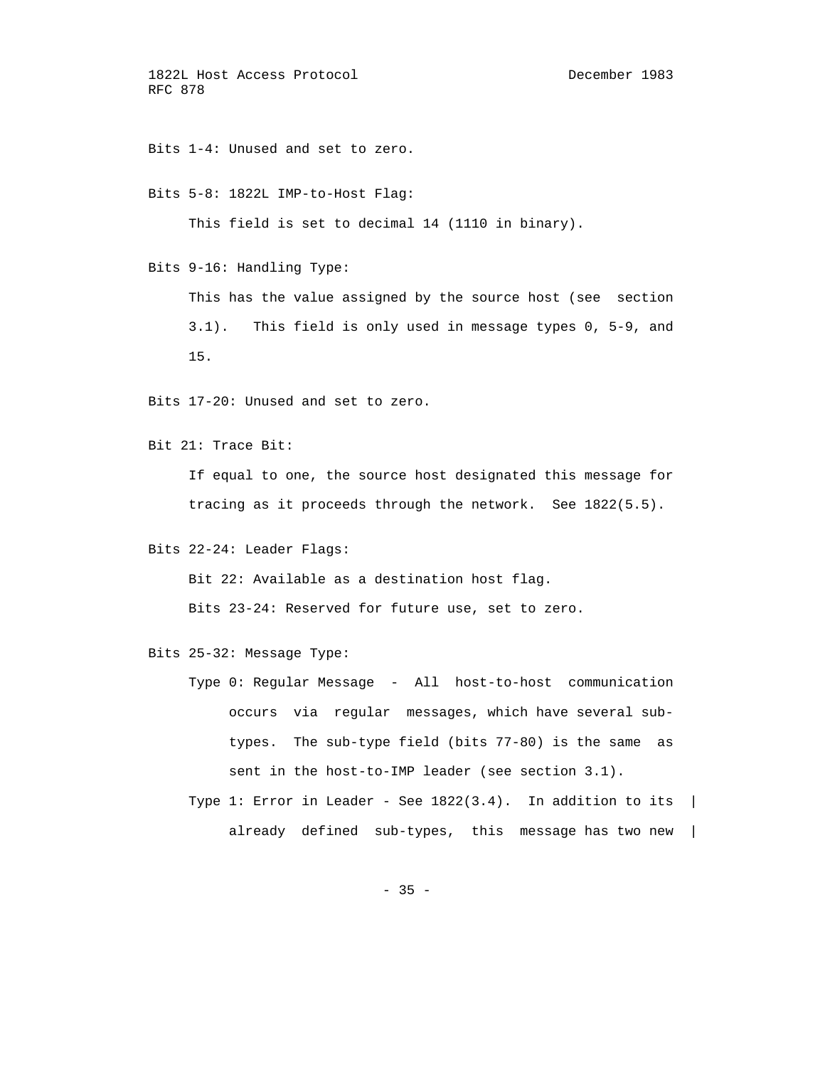Bits 1-4: Unused and set to zero.

Bits 5-8: 1822L IMP-to-Host Flag:

This field is set to decimal 14 (1110 in binary).

Bits 9-16: Handling Type:

This has the value assigned by the source host (see section 3.1). This field is only used in message types 0, 5-9, and 15.

Bits 17-20: Unused and set to zero.

Bit 21: Trace Bit:

If equal to one, the source host designated this message for tracing as it proceeds through the network. See 1822(5.5).

Bits 22-24: Leader Flags:

Bit 22: Available as a destination host flag.

Bits 23-24: Reserved for future use, set to zero.

Bits 25-32: Message Type:

Type 0: Regular Message - All host-to-host communication occurs via regular messages, which have several sub-types. The sub-type field (bits 77-80) is the same as sent in the host-to-IMP leader (see section 3.1).

Type 1: Error in Leader - See 1822(3.4). In addition to its already defined sub-types, this message has two new |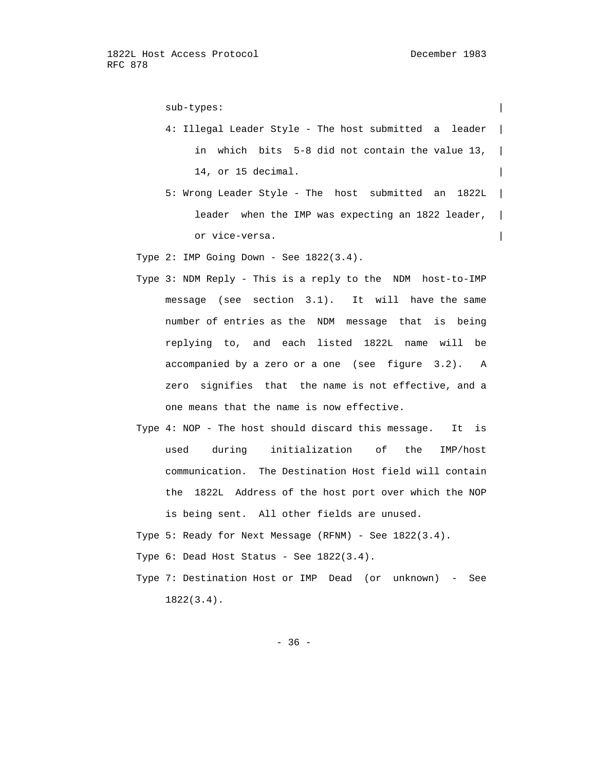sub-types:

4: Illegal Leader Style - The host submitted a leader in which bits 5-8 did not contain the value 13, 14, or 15 decimal.

5: Wrong Leader Style - The host submitted an 1822L leader when the IMP was expecting an 1822 leader, or vice-versa.

Type 2: IMP Going Down - See 1822(3.4).

Type 3: NDM Reply - This is a reply to the NDM host-to-IMP message (see section 3.1). It will have the same number of entries as the NDM message that is being replying to, and each listed 1822L name will be accompanied by a zero or a one (see figure 3.2). A zero signifies that the name is not effective, and a one means that the name is now effective.

Type 4: NOP - The host should discard this message. It is used during initialization of the IMP/host communication. The Destination Host field will contain the 1822L Address of the host port over which the NOP is being sent. All other fields are unused.

Type 5: Ready for Next Message (RFNM) - See 1822(3.4).

Type 6: Dead Host Status - See 1822(3.4).

Type 7: Destination Host or IMP Dead (or unknown) - See 1822(3.4).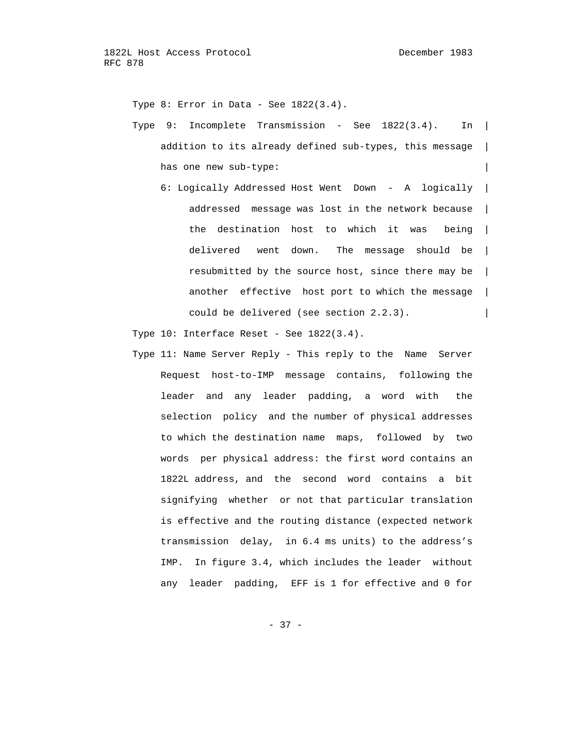Type 8: Error in Data - See 1822(3.4).

Type 9: Incomplete Transmission - See 1822(3.4). In addition to its already defined sub-types, this message has one new sub-type:

  6: Logically Addressed Host Went Down - A logically addressed message was lost in the network because the destination host to which it was being delivered went down. The message should be resubmitted by the source host, since there may be another effective host port to which the message could be delivered (see section 2.2.3).

Type 10: Interface Reset - See 1822(3.4).

Type 11: Name Server Reply - This reply to the Name Server Request host-to-IMP message contains, following the leader and any leader padding, a word with the selection policy and the number of physical addresses to which the destination name maps, followed by two words per physical address: the first word contains an 1822L address, and the second word contains a bit signifying whether or not that particular translation is effective and the routing distance (expected network transmission delay, in 6.4 ms units) to the address's IMP. In figure 3.4, which includes the leader without any leader padding, EFF is 1 for effective and 0 for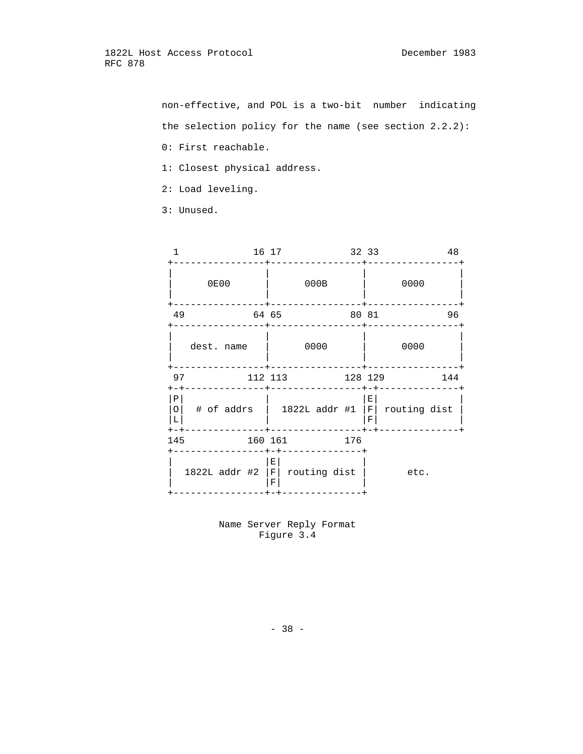non-effective, and POL is a two-bit number indicating the selection policy for the name (see section 2.2.2):

0: First reachable.

1: Closest physical address.

2: Load leveling.

3: Unused.

```
 1             16 17            32 33            48
+----------------+----------------+----------------+
|                |                |                |
|      0E00      |      000B      |      0000      |
|                |                |                |
+----------------+----------------+----------------+
 49            64 65            80 81            96
+----------------+----------------+----------------+
|                |                |                |
|   dest. name   |      0000      |      0000      |
|                |                |                |
+----------------+----------------+----------------+
 97           112 113          128 129          144
+-+--------------+----------------+-+--------------+
|P|              |                |E|              |
|O|  # of addrs  |  1822L addr #1 |F| routing dist |
|L|              |                |F|              |
+-+--------------+----------------+-+--------------+
145           160 161          176
+----------------+-+--------------+
|                |E|              |
|  1822L addr #2 |F| routing dist |       etc.
|                |F|              |
+----------------+-+--------------+
```

Name Server Reply Format
Figure 3.4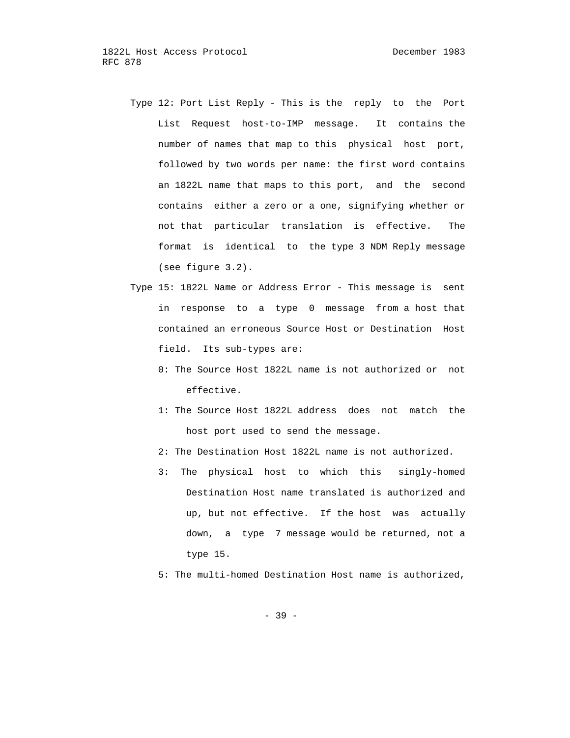Type 12: Port List Reply - This is the reply to the Port List Request host-to-IMP message. It contains the number of names that map to this physical host port, followed by two words per name: the first word contains an 1822L name that maps to this port, and the second contains either a zero or a one, signifying whether or not that particular translation is effective. The format is identical to the type 3 NDM Reply message (see figure 3.2).

Type 15: 1822L Name or Address Error - This message is sent in response to a type 0 message from a host that contained an erroneous Source Host or Destination Host field. Its sub-types are:

- 0: The Source Host 1822L name is not authorized or not effective.
- 1: The Source Host 1822L address does not match the host port used to send the message.
- 2: The Destination Host 1822L name is not authorized.
- 3: The physical host to which this singly-homed Destination Host name translated is authorized and up, but not effective. If the host was actually down, a type 7 message would be returned, not a type 15.
- 5: The multi-homed Destination Host name is authorized,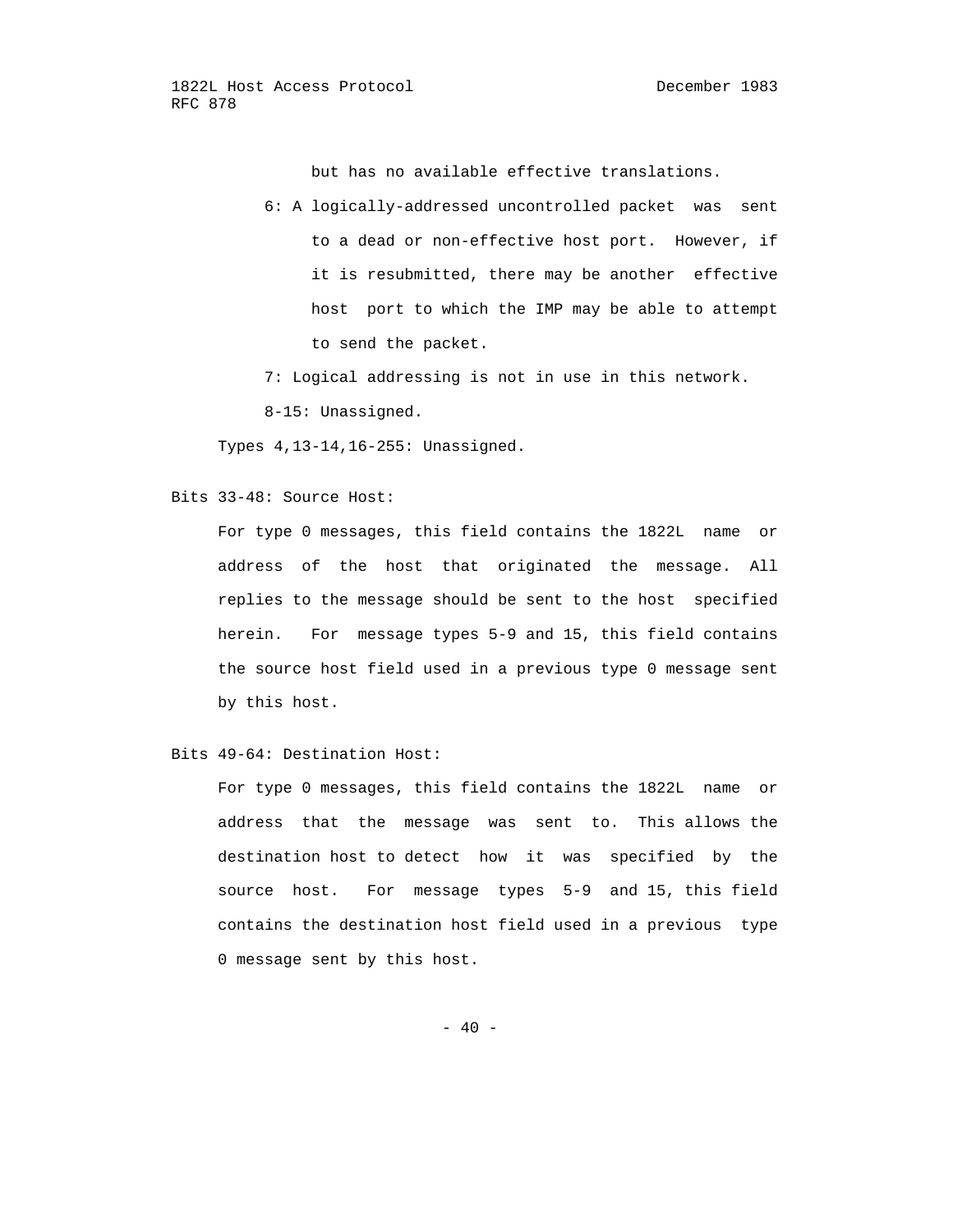but has no available effective translations.

6: A logically-addressed uncontrolled packet was sent to a dead or non-effective host port. However, if it is resubmitted, there may be another effective host port to which the IMP may be able to attempt to send the packet.

7: Logical addressing is not in use in this network.

8-15: Unassigned.

Types 4,13-14,16-255: Unassigned.

Bits 33-48: Source Host:

For type 0 messages, this field contains the 1822L name or address of the host that originated the message. All replies to the message should be sent to the host specified herein. For message types 5-9 and 15, this field contains the source host field used in a previous type 0 message sent by this host.

Bits 49-64: Destination Host:

For type 0 messages, this field contains the 1822L name or address that the message was sent to. This allows the destination host to detect how it was specified by the source host. For message types 5-9 and 15, this field contains the destination host field used in a previous type 0 message sent by this host.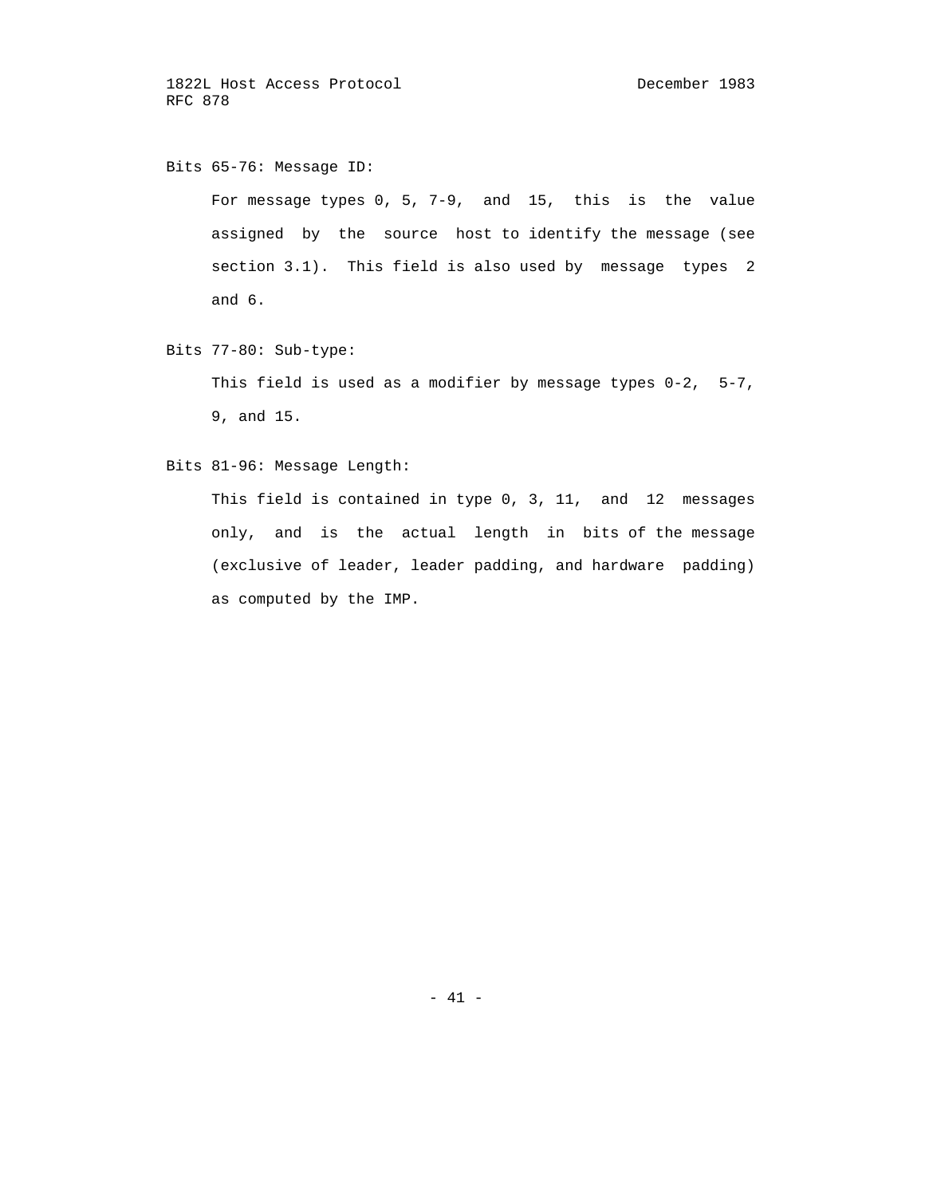Bits 65-76: Message ID:

For message types 0, 5, 7-9, and 15, this is the value assigned by the source host to identify the message (see section 3.1). This field is also used by message types 2 and 6.

Bits 77-80: Sub-type:

This field is used as a modifier by message types 0-2, 5-7, 9, and 15.

Bits 81-96: Message Length:

This field is contained in type 0, 3, 11, and 12 messages only, and is the actual length in bits of the message (exclusive of leader, leader padding, and hardware padding) as computed by the IMP.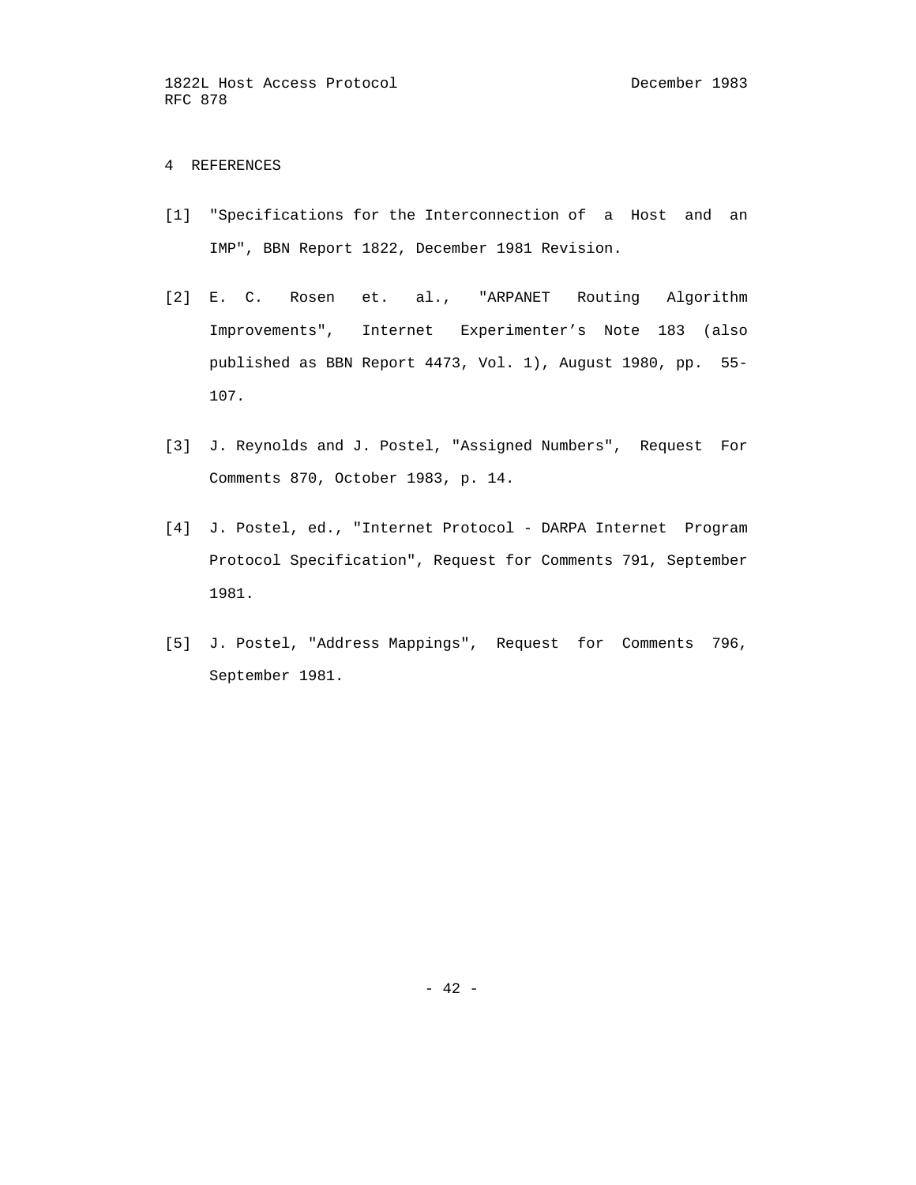## 4 REFERENCES

[1] "Specifications for the Interconnection of a Host and an IMP", BBN Report 1822, December 1981 Revision.

[2] E. C. Rosen et. al., "ARPANET Routing Algorithm Improvements", Internet Experimenter's Note 183 (also published as BBN Report 4473, Vol. 1), August 1980, pp. 55-107.

[3] J. Reynolds and J. Postel, "Assigned Numbers", Request For Comments 870, October 1983, p. 14.

[4] J. Postel, ed., "Internet Protocol - DARPA Internet Program Protocol Specification", Request for Comments 791, September 1981.

[5] J. Postel, "Address Mappings", Request for Comments 796, September 1981.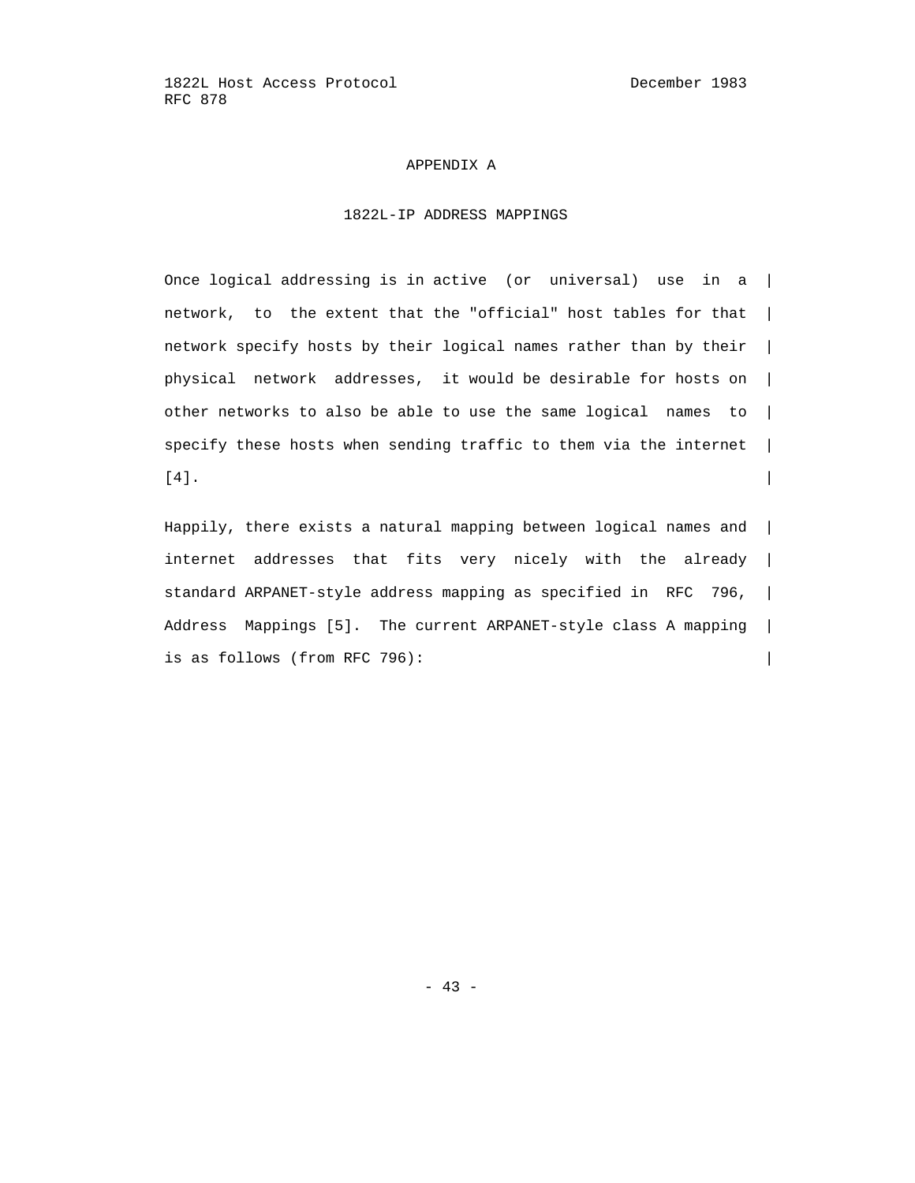## APPENDIX A

### 1822L-IP ADDRESS MAPPINGS

Once logical addressing is in active (or universal) use in a network, to the extent that the "official" host tables for that network specify hosts by their logical names rather than by their physical network addresses, it would be desirable for hosts on other networks to also be able to use the same logical names to specify these hosts when sending traffic to them via the internet [4].

Happily, there exists a natural mapping between logical names and internet addresses that fits very nicely with the already standard ARPANET-style address mapping as specified in RFC 796, Address Mappings [5]. The current ARPANET-style class A mapping is as follows (from RFC 796):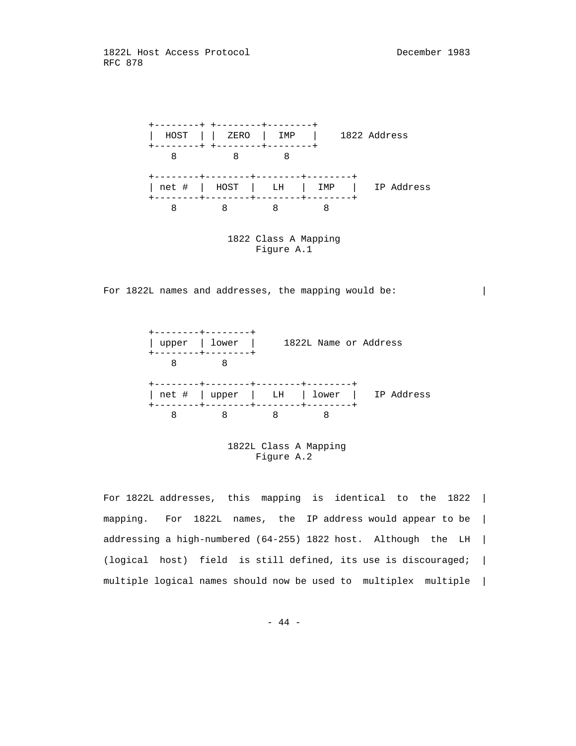```
+--------+ +--------+--------+
|  HOST  | |  ZERO  |  IMP   |    1822 Address
+--------+ +--------+--------+
    8          8        8

+--------+--------+--------+--------+
| net #  |  HOST  |   LH   |  IMP   |   IP Address
+--------+--------+--------+--------+
    8        8        8        8
```

1822 Class A Mapping
Figure A.1

For 1822L names and addresses, the mapping would be: |

```
+--------+--------+
| upper  | lower  |     1822L Name or Address
+--------+--------+
    8        8

+--------+--------+--------+--------+
| net #  | upper  |   LH   | lower  |   IP Address
+--------+--------+--------+--------+
    8        8        8        8
```

1822L Class A Mapping
Figure A.2

For 1822L addresses, this mapping is identical to the 1822 |
mapping. For 1822L names, the IP address would appear to be |
addressing a high-numbered (64-255) 1822 host. Although the LH |
(logical host) field is still defined, its use is discouraged; |
multiple logical names should now be used to multiplex multiple |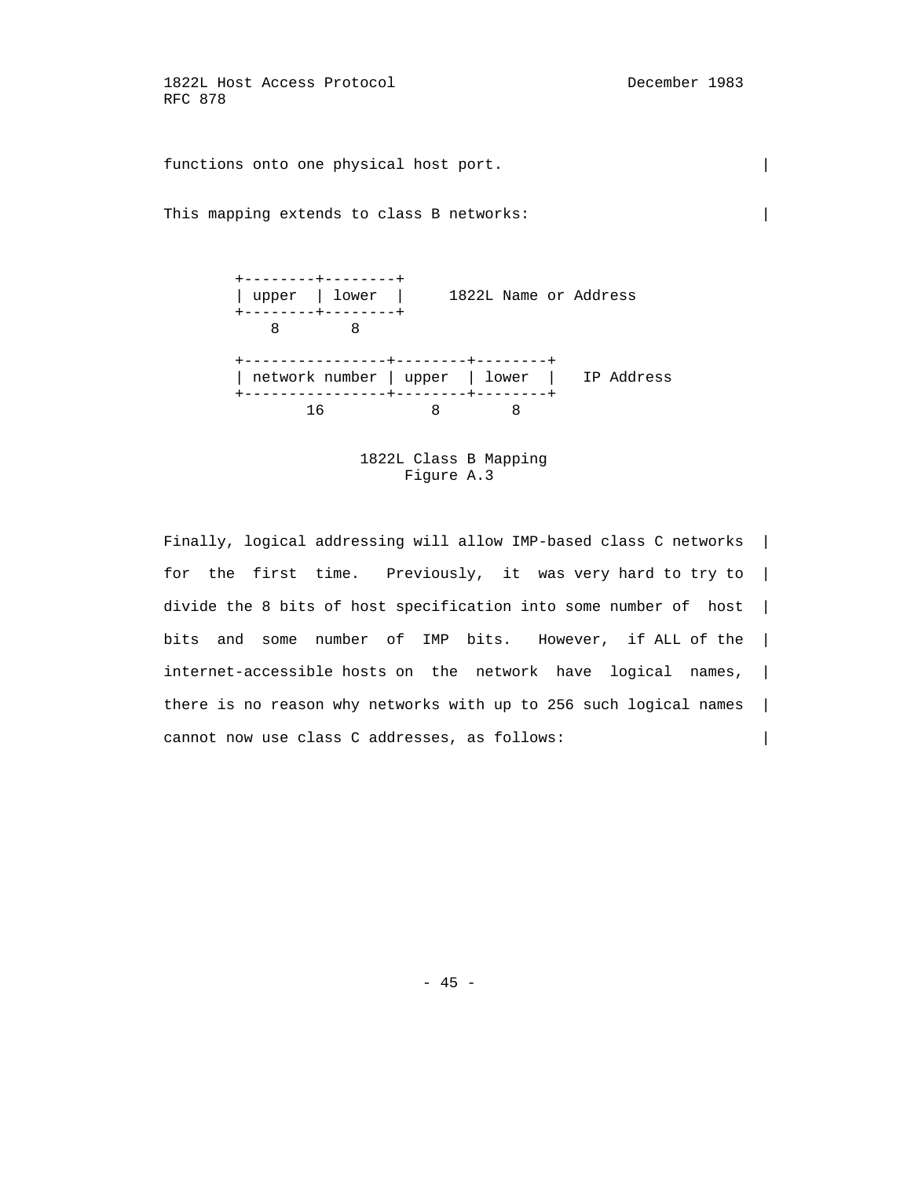functions onto one physical host port.

This mapping extends to class B networks:

```
        +--------+--------+
        | upper  | lower  |     1822L Name or Address
        +--------+--------+
            8        8

        +----------------+--------+--------+
        | network number | upper  | lower  |   IP Address
        +----------------+--------+--------+
                16           8        8
```

1822L Class B Mapping
Figure A.3

Finally, logical addressing will allow IMP-based class C networks for the first time. Previously, it was very hard to try to divide the 8 bits of host specification into some number of host bits and some number of IMP bits. However, if ALL of the internet-accessible hosts on the network have logical names, there is no reason why networks with up to 256 such logical names cannot now use class C addresses, as follows: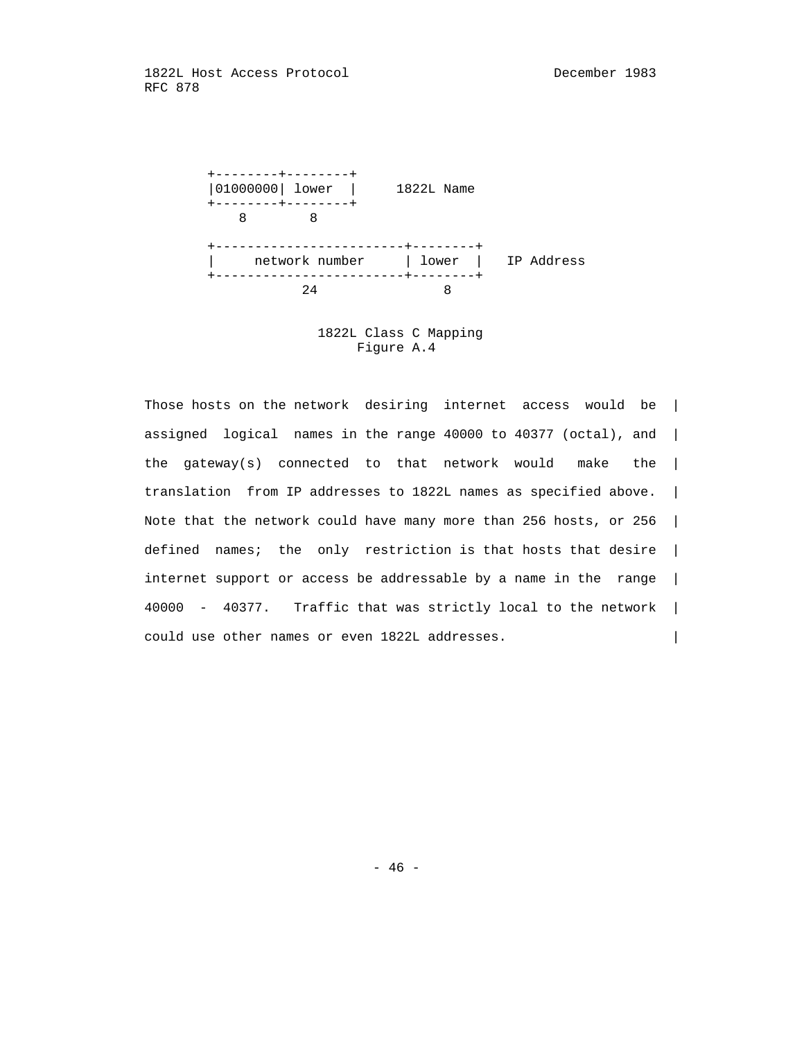```
        +--------+--------+
        |01000000| lower  |     1822L Name
        +--------+--------+
            8        8

        +-----------------------+--------+
        |     network number    | lower  |   IP Address
        +-----------------------+--------+
                   24               8
```

1822L Class C Mapping
Figure A.4

Those hosts on the network desiring internet access would be assigned logical names in the range 40000 to 40377 (octal), and the gateway(s) connected to that network would make the translation from IP addresses to 1822L names as specified above. Note that the network could have many more than 256 hosts, or 256 defined names; the only restriction is that hosts that desire internet support or access be addressable by a name in the range 40000 - 40377. Traffic that was strictly local to the network could use other names or even 1822L addresses.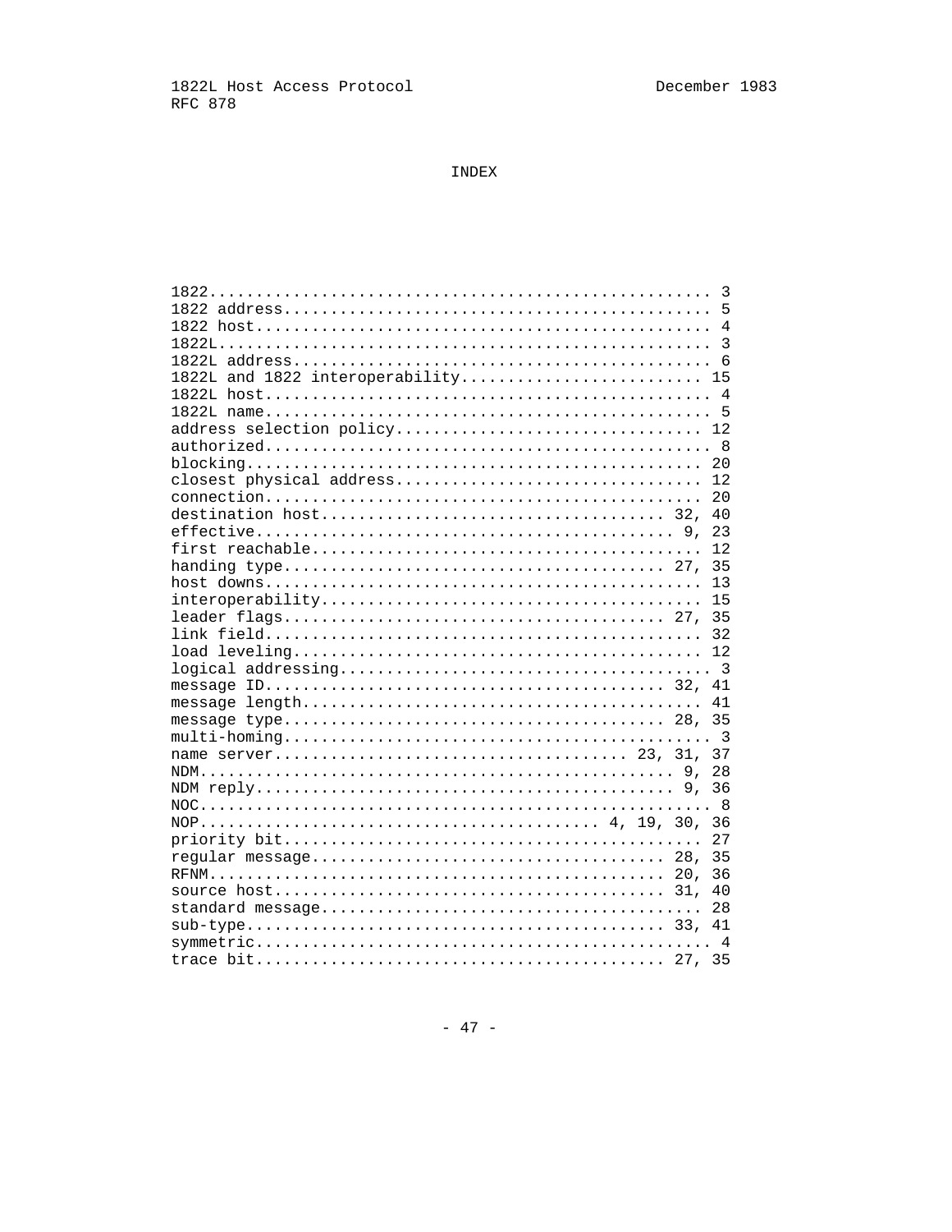# INDEX

```
1822..................................................... 3
1822 address............................................. 5
1822 host................................................ 4
1822L.................................................... 3
1822L address............................................ 6
1822L and 1822 interoperability.......................... 15
1822L host............................................... 4
1822L name............................................... 5
address selection policy................................. 12
authorized............................................... 8
blocking................................................. 20
closest physical address................................. 12
connection............................................... 20
destination host..................................... 32, 40
effective............................................. 9, 23
first reachable.......................................... 12
handing type......................................... 27, 35
host downs............................................... 13
interoperability......................................... 15
leader flags......................................... 27, 35
link field............................................... 32
load leveling............................................ 12
logical addressing....................................... 3
message ID........................................... 32, 41
message length........................................... 41
message type......................................... 28, 35
multi-homing............................................. 3
name server...................................... 23, 31, 37
NDM................................................... 9, 28
NDM reply............................................. 9, 36
NOC...................................................... 8
NOP.......................................... 4, 19, 30, 36
priority bit............................................. 27
regular message...................................... 28, 35
RFNM................................................. 20, 36
source host.......................................... 31, 40
standard message......................................... 28
sub-type............................................. 33, 41
symmetric................................................ 4
trace bit............................................ 27, 35
```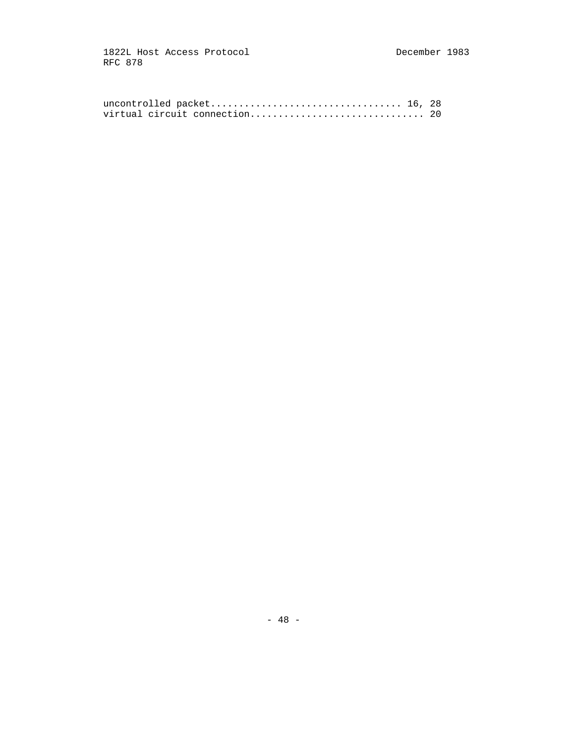uncontrolled packet.................................. 16, 28
virtual circuit connection............................... 20